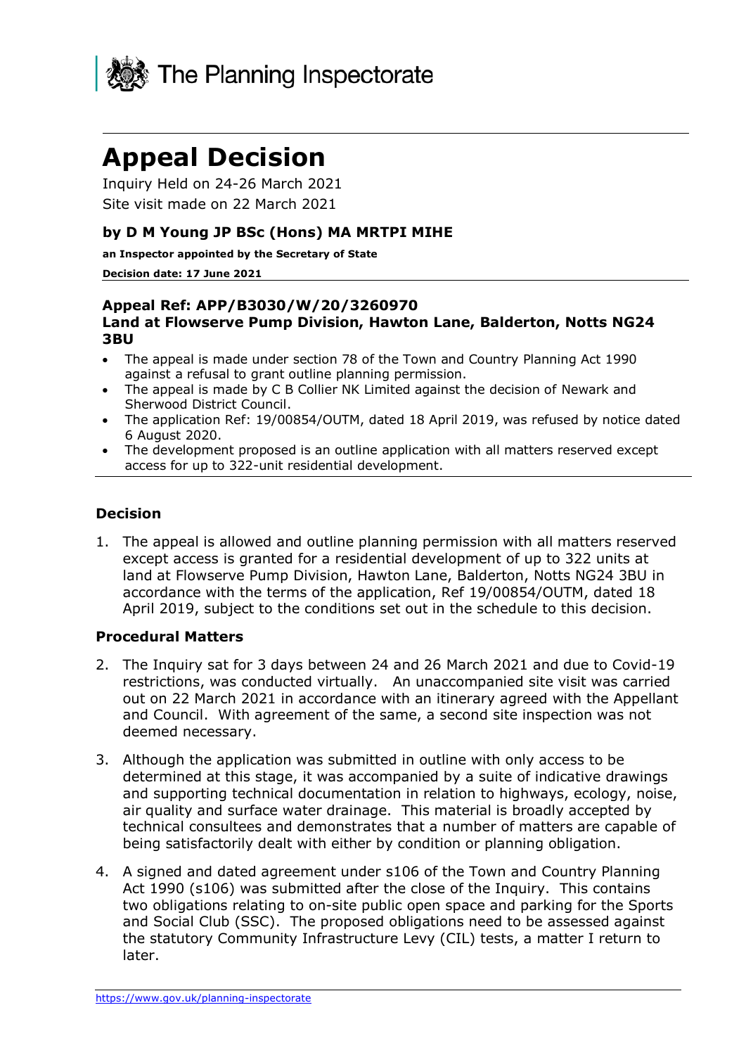The Planning Inspectorate

# Appeal Decision

Inquiry Held on 24-26 March 2021

Site visit made on 22 March 2021

### by D M Young JP BSc (Hons) MA MRTPI MIHE

**an Inspector appointed by the Secretary of State**

**Decision date: 17 June 2021**

**Appeal Ref: APP/B3030/W/20/3260970**
**Land at Flowserve Pump Division, Hawton Lane, Balderton, Notts NG24 3BU**

- The appeal is made under section 78 of the Town and Country Planning Act 1990 against a refusal to grant outline planning permission.
- The appeal is made by C B Collier NK Limited against the decision of Newark and Sherwood District Council.
- The application Ref: 19/00854/OUTM, dated 18 April 2019, was refused by notice dated 6 August 2020.
- The development proposed is an outline application with all matters reserved except access for up to 322-unit residential development.

### Decision

1. The appeal is allowed and outline planning permission with all matters reserved except access is granted for a residential development of up to 322 units at land at Flowserve Pump Division, Hawton Lane, Balderton, Notts NG24 3BU in accordance with the terms of the application, Ref 19/00854/OUTM, dated 18 April 2019, subject to the conditions set out in the schedule to this decision.

### Procedural Matters

2. The Inquiry sat for 3 days between 24 and 26 March 2021 and due to Covid-19 restrictions, was conducted virtually. An unaccompanied site visit was carried out on 22 March 2021 in accordance with an itinerary agreed with the Appellant and Council. With agreement of the same, a second site inspection was not deemed necessary.

3. Although the application was submitted in outline with only access to be determined at this stage, it was accompanied by a suite of indicative drawings and supporting technical documentation in relation to highways, ecology, noise, air quality and surface water drainage. This material is broadly accepted by technical consultees and demonstrates that a number of matters are capable of being satisfactorily dealt with either by condition or planning obligation.

4. A signed and dated agreement under s106 of the Town and Country Planning Act 1990 (s106) was submitted after the close of the Inquiry. This contains two obligations relating to on-site public open space and parking for the Sports and Social Club (SSC). The proposed obligations need to be assessed against the statutory Community Infrastructure Levy (CIL) tests, a matter I return to later.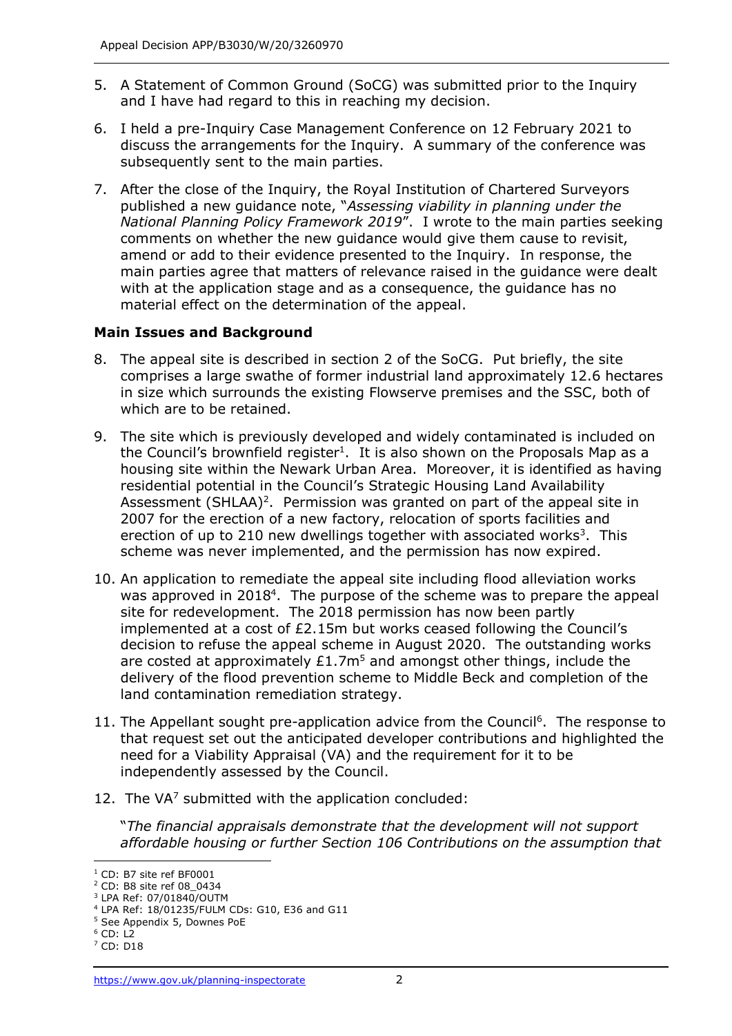5. A Statement of Common Ground (SoCG) was submitted prior to the Inquiry and I have had regard to this in reaching my decision.

6. I held a pre-Inquiry Case Management Conference on 12 February 2021 to discuss the arrangements for the Inquiry. A summary of the conference was subsequently sent to the main parties.

7. After the close of the Inquiry, the Royal Institution of Chartered Surveyors published a new guidance note, "*Assessing viability in planning under the National Planning Policy Framework 2019*". I wrote to the main parties seeking comments on whether the new guidance would give them cause to revisit, amend or add to their evidence presented to the Inquiry. In response, the main parties agree that matters of relevance raised in the guidance were dealt with at the application stage and as a consequence, the guidance has no material effect on the determination of the appeal.

### Main Issues and Background

8. The appeal site is described in section 2 of the SoCG. Put briefly, the site comprises a large swathe of former industrial land approximately 12.6 hectares in size which surrounds the existing Flowserve premises and the SSC, both of which are to be retained.

9. The site which is previously developed and widely contaminated is included on the Council's brownfield register[1]. It is also shown on the Proposals Map as a housing site within the Newark Urban Area. Moreover, it is identified as having residential potential in the Council's Strategic Housing Land Availability Assessment (SHLAA)[2]. Permission was granted on part of the appeal site in 2007 for the erection of a new factory, relocation of sports facilities and erection of up to 210 new dwellings together with associated works[3]. This scheme was never implemented, and the permission has now expired.

10. An application to remediate the appeal site including flood alleviation works was approved in 2018[4]. The purpose of the scheme was to prepare the appeal site for redevelopment. The 2018 permission has now been partly implemented at a cost of £2.15m but works ceased following the Council's decision to refuse the appeal scheme in August 2020. The outstanding works are costed at approximately £1.7m[5] and amongst other things, include the delivery of the flood prevention scheme to Middle Beck and completion of the land contamination remediation strategy.

11. The Appellant sought pre-application advice from the Council[6]. The response to that request set out the anticipated developer contributions and highlighted the need for a Viability Appraisal (VA) and the requirement for it to be independently assessed by the Council.

12. The VA[7] submitted with the application concluded:

"*The financial appraisals demonstrate that the development will not support affordable housing or further Section 106 Contributions on the assumption that*

---

[1] CD: B7 site ref BF0001
[2] CD: B8 site ref 08_0434
[3] LPA Ref: 07/01840/OUTM
[4] LPA Ref: 18/01235/FULM CDs: G10, E36 and G11
[5] See Appendix 5, Downes PoE
[6] CD: L2
[7] CD: D18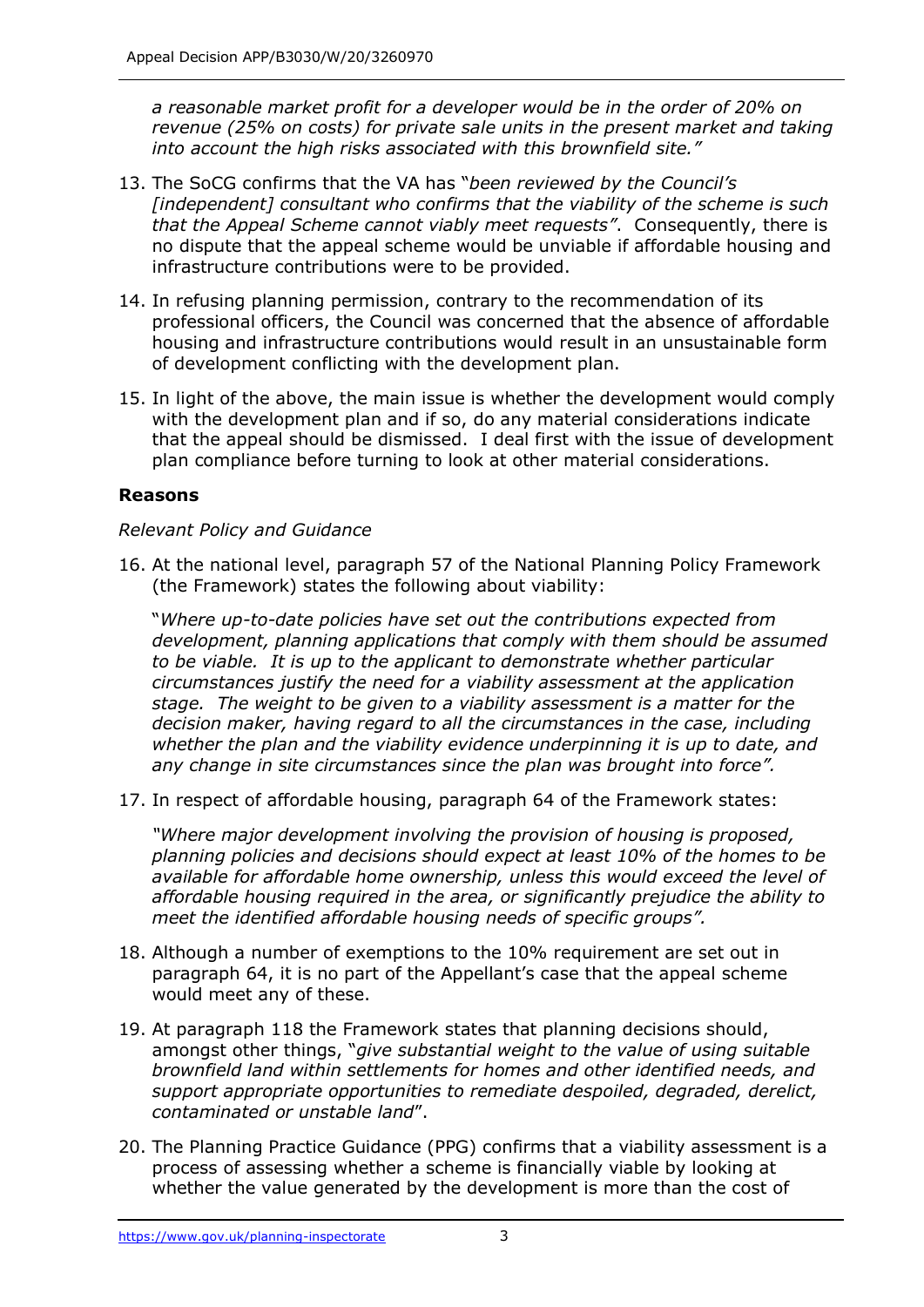*a reasonable market profit for a developer would be in the order of 20% on revenue (25% on costs) for private sale units in the present market and taking into account the high risks associated with this brownfield site."*

13. The SoCG confirms that the VA has "*been reviewed by the Council's [independent] consultant who confirms that the viability of the scheme is such that the Appeal Scheme cannot viably meet requests"*. Consequently, there is no dispute that the appeal scheme would be unviable if affordable housing and infrastructure contributions were to be provided.

14. In refusing planning permission, contrary to the recommendation of its professional officers, the Council was concerned that the absence of affordable housing and infrastructure contributions would result in an unsustainable form of development conflicting with the development plan.

15. In light of the above, the main issue is whether the development would comply with the development plan and if so, do any material considerations indicate that the appeal should be dismissed. I deal first with the issue of development plan compliance before turning to look at other material considerations.

**Reasons**

*Relevant Policy and Guidance*

16. At the national level, paragraph 57 of the National Planning Policy Framework (the Framework) states the following about viability:

    "*Where up-to-date policies have set out the contributions expected from development, planning applications that comply with them should be assumed to be viable. It is up to the applicant to demonstrate whether particular circumstances justify the need for a viability assessment at the application stage. The weight to be given to a viability assessment is a matter for the decision maker, having regard to all the circumstances in the case, including whether the plan and the viability evidence underpinning it is up to date, and any change in site circumstances since the plan was brought into force".*

17. In respect of affordable housing, paragraph 64 of the Framework states:

    *"Where major development involving the provision of housing is proposed, planning policies and decisions should expect at least 10% of the homes to be available for affordable home ownership, unless this would exceed the level of affordable housing required in the area, or significantly prejudice the ability to meet the identified affordable housing needs of specific groups".*

18. Although a number of exemptions to the 10% requirement are set out in paragraph 64, it is no part of the Appellant's case that the appeal scheme would meet any of these.

19. At paragraph 118 the Framework states that planning decisions should, amongst other things, "*give substantial weight to the value of using suitable brownfield land within settlements for homes and other identified needs, and support appropriate opportunities to remediate despoiled, degraded, derelict, contaminated or unstable land*".

20. The Planning Practice Guidance (PPG) confirms that a viability assessment is a process of assessing whether a scheme is financially viable by looking at whether the value generated by the development is more than the cost of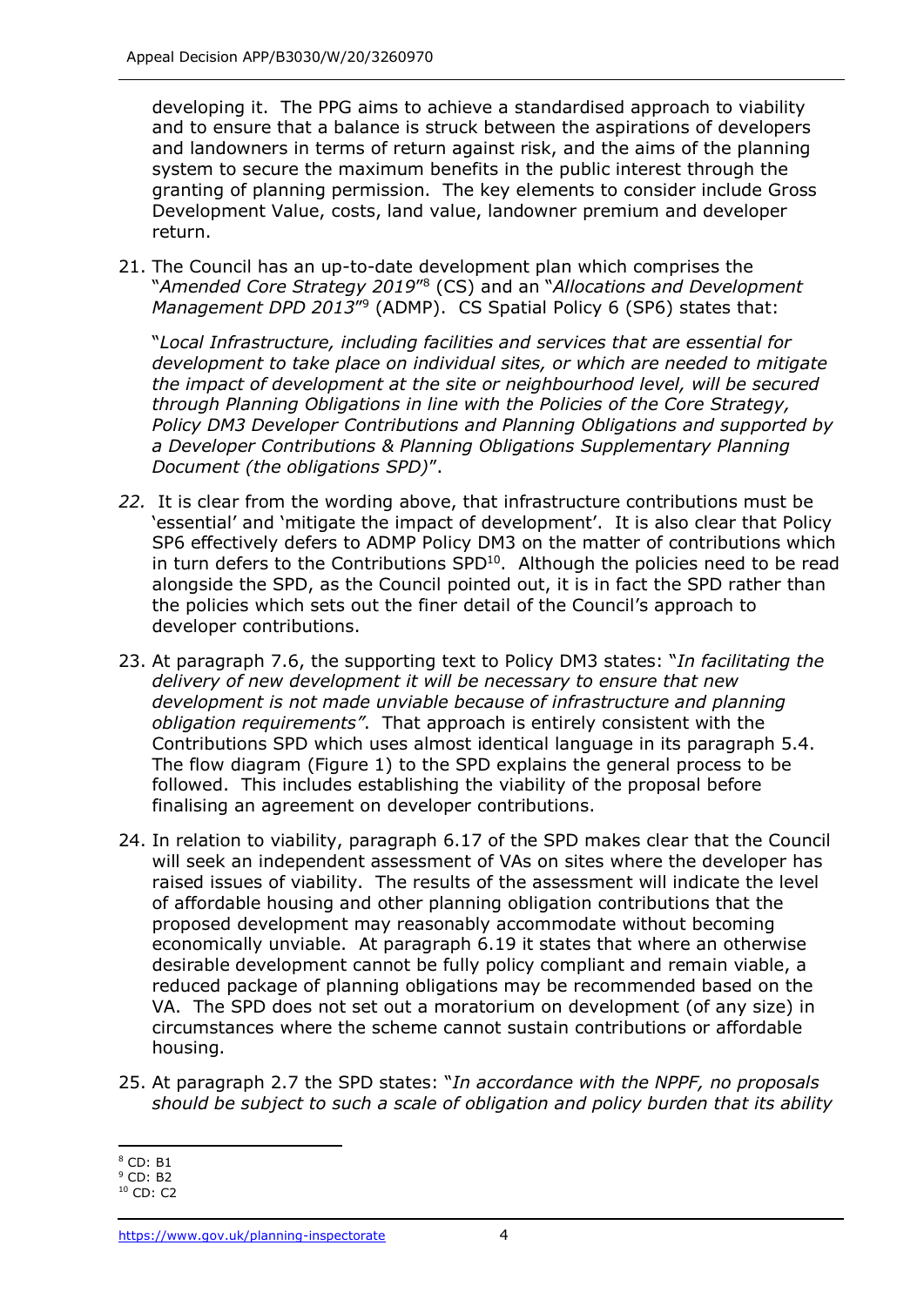developing it. The PPG aims to achieve a standardised approach to viability and to ensure that a balance is struck between the aspirations of developers and landowners in terms of return against risk, and the aims of the planning system to secure the maximum benefits in the public interest through the granting of planning permission. The key elements to consider include Gross Development Value, costs, land value, landowner premium and developer return.

21. The Council has an up-to-date development plan which comprises the "*Amended Core Strategy 2019*"[8] (CS) and an "*Allocations and Development Management DPD 2013*"[9] (ADMP). CS Spatial Policy 6 (SP6) states that:

"*Local Infrastructure, including facilities and services that are essential for development to take place on individual sites, or which are needed to mitigate the impact of development at the site or neighbourhood level, will be secured through Planning Obligations in line with the Policies of the Core Strategy, Policy DM3 Developer Contributions and Planning Obligations and supported by a Developer Contributions & Planning Obligations Supplementary Planning Document (the obligations SPD)*".

*22.* It is clear from the wording above, that infrastructure contributions must be 'essential' and 'mitigate the impact of development'. It is also clear that Policy SP6 effectively defers to ADMP Policy DM3 on the matter of contributions which in turn defers to the Contributions SPD[10]. Although the policies need to be read alongside the SPD, as the Council pointed out, it is in fact the SPD rather than the policies which sets out the finer detail of the Council's approach to developer contributions.

23. At paragraph 7.6, the supporting text to Policy DM3 states: "*In facilitating the delivery of new development it will be necessary to ensure that new development is not made unviable because of infrastructure and planning obligation requirements"*. That approach is entirely consistent with the Contributions SPD which uses almost identical language in its paragraph 5.4. The flow diagram (Figure 1) to the SPD explains the general process to be followed. This includes establishing the viability of the proposal before finalising an agreement on developer contributions.

24. In relation to viability, paragraph 6.17 of the SPD makes clear that the Council will seek an independent assessment of VAs on sites where the developer has raised issues of viability. The results of the assessment will indicate the level of affordable housing and other planning obligation contributions that the proposed development may reasonably accommodate without becoming economically unviable. At paragraph 6.19 it states that where an otherwise desirable development cannot be fully policy compliant and remain viable, a reduced package of planning obligations may be recommended based on the VA. The SPD does not set out a moratorium on development (of any size) in circumstances where the scheme cannot sustain contributions or affordable housing.

25. At paragraph 2.7 the SPD states: "*In accordance with the NPPF, no proposals should be subject to such a scale of obligation and policy burden that its ability*

---

[8] CD: B1

[9] CD: B2

[10] CD: C2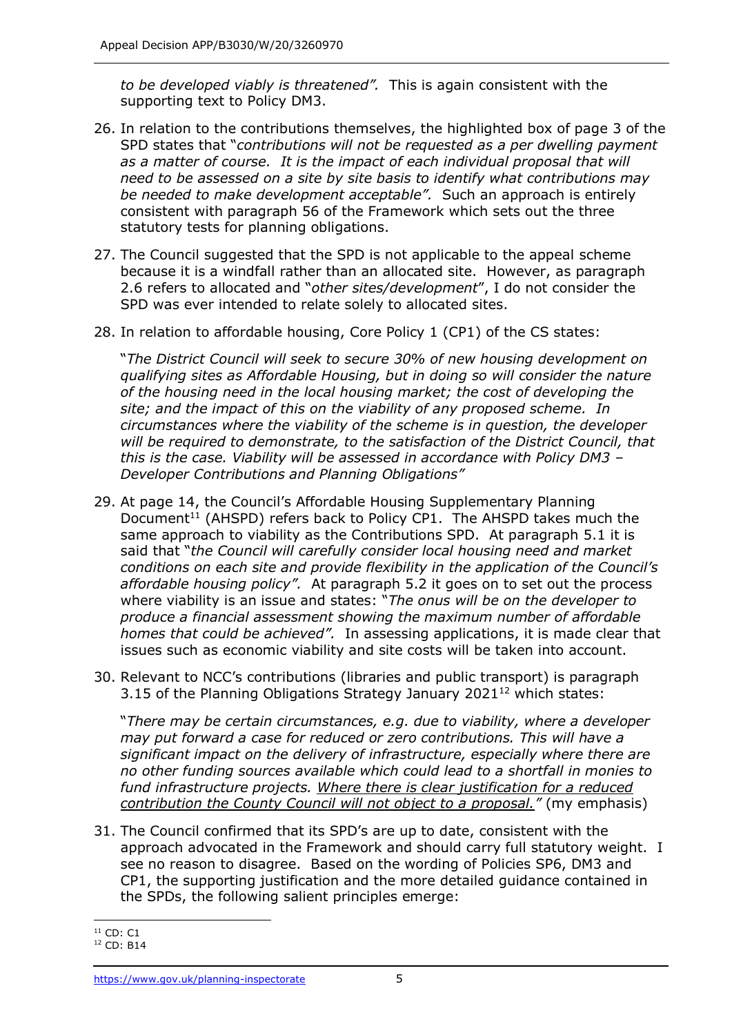*to be developed viably is threatened".* This is again consistent with the supporting text to Policy DM3.

26. In relation to the contributions themselves, the highlighted box of page 3 of the SPD states that "*contributions will not be requested as a per dwelling payment as a matter of course. It is the impact of each individual proposal that will need to be assessed on a site by site basis to identify what contributions may be needed to make development acceptable".* Such an approach is entirely consistent with paragraph 56 of the Framework which sets out the three statutory tests for planning obligations.

27. The Council suggested that the SPD is not applicable to the appeal scheme because it is a windfall rather than an allocated site. However, as paragraph 2.6 refers to allocated and "*other sites/development*", I do not consider the SPD was ever intended to relate solely to allocated sites.

28. In relation to affordable housing, Core Policy 1 (CP1) of the CS states:

    "*The District Council will seek to secure 30% of new housing development on qualifying sites as Affordable Housing, but in doing so will consider the nature of the housing need in the local housing market; the cost of developing the site; and the impact of this on the viability of any proposed scheme. In circumstances where the viability of the scheme is in question, the developer will be required to demonstrate, to the satisfaction of the District Council, that this is the case. Viability will be assessed in accordance with Policy DM3 – Developer Contributions and Planning Obligations"*

29. At page 14, the Council's Affordable Housing Supplementary Planning Document[11] (AHSPD) refers back to Policy CP1. The AHSPD takes much the same approach to viability as the Contributions SPD. At paragraph 5.1 it is said that "*the Council will carefully consider local housing need and market conditions on each site and provide flexibility in the application of the Council's affordable housing policy".* At paragraph 5.2 it goes on to set out the process where viability is an issue and states: "*The onus will be on the developer to produce a financial assessment showing the maximum number of affordable homes that could be achieved".* In assessing applications, it is made clear that issues such as economic viability and site costs will be taken into account.

30. Relevant to NCC's contributions (libraries and public transport) is paragraph 3.15 of the Planning Obligations Strategy January 2021[12] which states:

    "*There may be certain circumstances, e.g. due to viability, where a developer may put forward a case for reduced or zero contributions. This will have a significant impact on the delivery of infrastructure, especially where there are no other funding sources available which could lead to a shortfall in monies to fund infrastructure projects. <u>Where there is clear justification for a reduced contribution the County Council will not object to a proposal.</u>"* (my emphasis)

31. The Council confirmed that its SPD's are up to date, consistent with the approach advocated in the Framework and should carry full statutory weight. I see no reason to disagree. Based on the wording of Policies SP6, DM3 and CP1, the supporting justification and the more detailed guidance contained in the SPDs, the following salient principles emerge:

---

[11] CD: C1

[12] CD: B14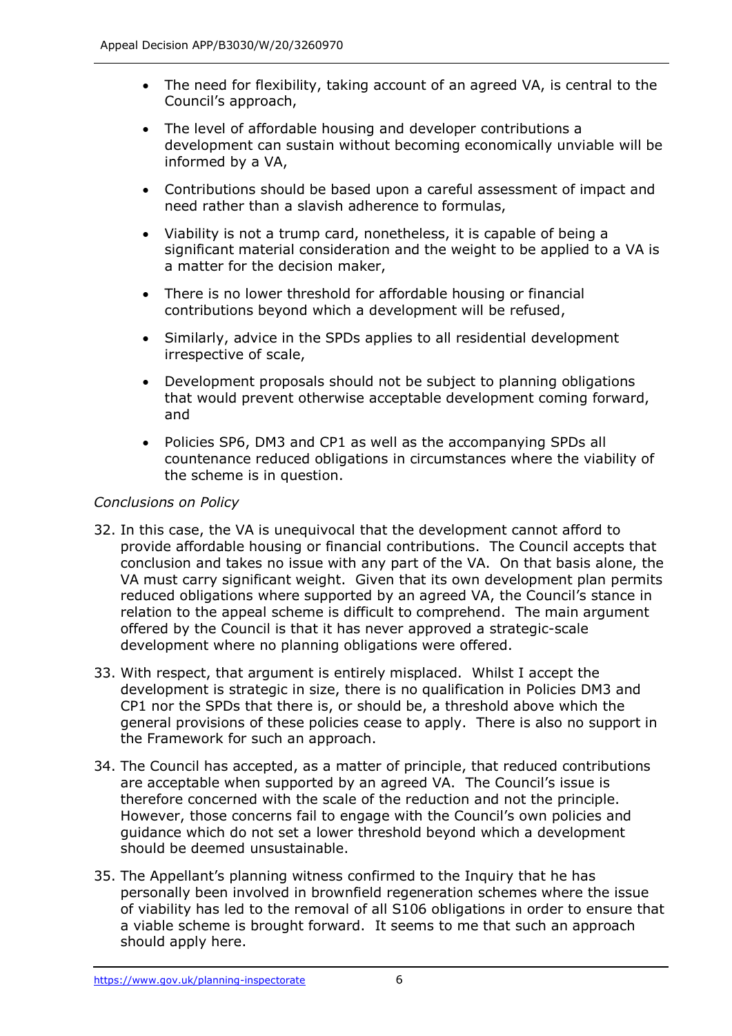- The need for flexibility, taking account of an agreed VA, is central to the Council's approach,
- The level of affordable housing and developer contributions a development can sustain without becoming economically unviable will be informed by a VA,
- Contributions should be based upon a careful assessment of impact and need rather than a slavish adherence to formulas,
- Viability is not a trump card, nonetheless, it is capable of being a significant material consideration and the weight to be applied to a VA is a matter for the decision maker,
- There is no lower threshold for affordable housing or financial contributions beyond which a development will be refused,
- Similarly, advice in the SPDs applies to all residential development irrespective of scale,
- Development proposals should not be subject to planning obligations that would prevent otherwise acceptable development coming forward, and
- Policies SP6, DM3 and CP1 as well as the accompanying SPDs all countenance reduced obligations in circumstances where the viability of the scheme is in question.

*Conclusions on Policy*

32. In this case, the VA is unequivocal that the development cannot afford to provide affordable housing or financial contributions. The Council accepts that conclusion and takes no issue with any part of the VA. On that basis alone, the VA must carry significant weight. Given that its own development plan permits reduced obligations where supported by an agreed VA, the Council's stance in relation to the appeal scheme is difficult to comprehend. The main argument offered by the Council is that it has never approved a strategic-scale development where no planning obligations were offered.

33. With respect, that argument is entirely misplaced. Whilst I accept the development is strategic in size, there is no qualification in Policies DM3 and CP1 nor the SPDs that there is, or should be, a threshold above which the general provisions of these policies cease to apply. There is also no support in the Framework for such an approach.

34. The Council has accepted, as a matter of principle, that reduced contributions are acceptable when supported by an agreed VA. The Council's issue is therefore concerned with the scale of the reduction and not the principle. However, those concerns fail to engage with the Council's own policies and guidance which do not set a lower threshold beyond which a development should be deemed unsustainable.

35. The Appellant's planning witness confirmed to the Inquiry that he has personally been involved in brownfield regeneration schemes where the issue of viability has led to the removal of all S106 obligations in order to ensure that a viable scheme is brought forward. It seems to me that such an approach should apply here.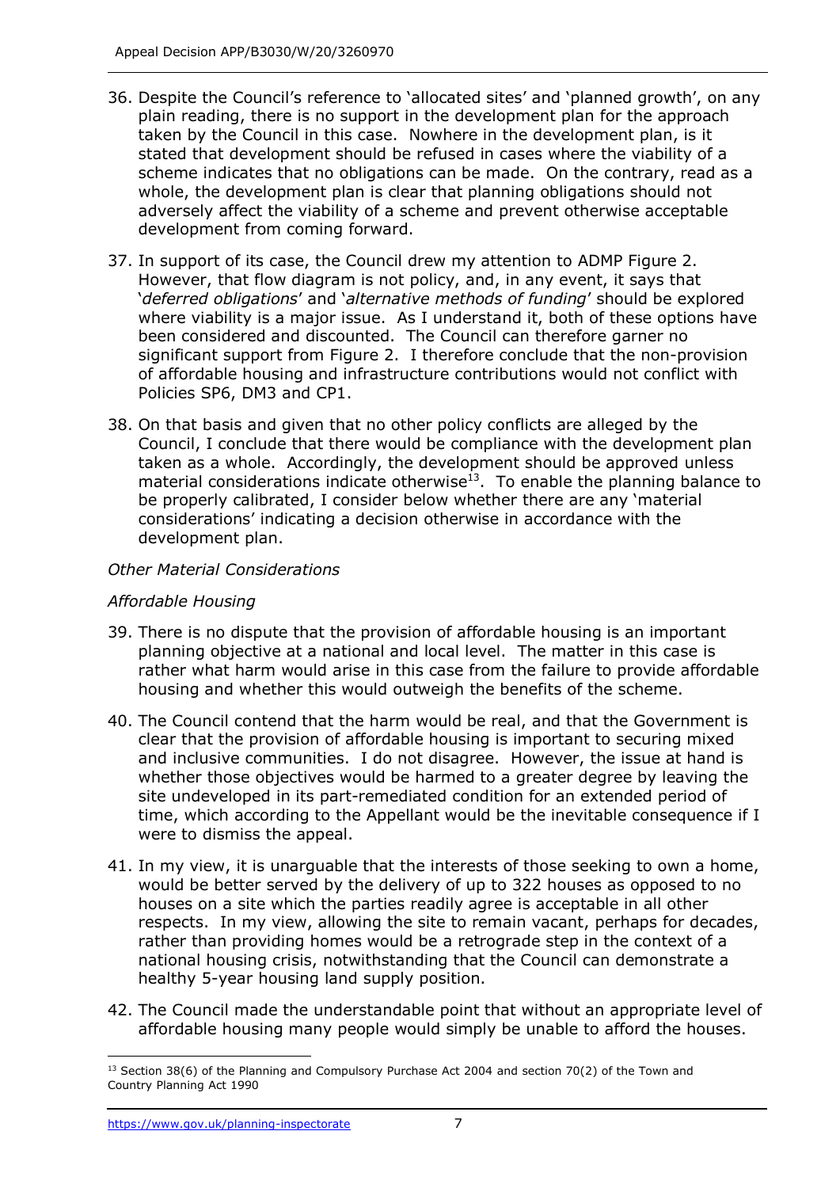36. Despite the Council's reference to 'allocated sites' and 'planned growth', on any plain reading, there is no support in the development plan for the approach taken by the Council in this case. Nowhere in the development plan, is it stated that development should be refused in cases where the viability of a scheme indicates that no obligations can be made. On the contrary, read as a whole, the development plan is clear that planning obligations should not adversely affect the viability of a scheme and prevent otherwise acceptable development from coming forward.

37. In support of its case, the Council drew my attention to ADMP Figure 2. However, that flow diagram is not policy, and, in any event, it says that '*deferred obligations*' and '*alternative methods of funding*' should be explored where viability is a major issue. As I understand it, both of these options have been considered and discounted. The Council can therefore garner no significant support from Figure 2. I therefore conclude that the non-provision of affordable housing and infrastructure contributions would not conflict with Policies SP6, DM3 and CP1.

38. On that basis and given that no other policy conflicts are alleged by the Council, I conclude that there would be compliance with the development plan taken as a whole. Accordingly, the development should be approved unless material considerations indicate otherwise[13]. To enable the planning balance to be properly calibrated, I consider below whether there are any 'material considerations' indicating a decision otherwise in accordance with the development plan.

*Other Material Considerations*

*Affordable Housing*

39. There is no dispute that the provision of affordable housing is an important planning objective at a national and local level. The matter in this case is rather what harm would arise in this case from the failure to provide affordable housing and whether this would outweigh the benefits of the scheme.

40. The Council contend that the harm would be real, and that the Government is clear that the provision of affordable housing is important to securing mixed and inclusive communities. I do not disagree. However, the issue at hand is whether those objectives would be harmed to a greater degree by leaving the site undeveloped in its part-remediated condition for an extended period of time, which according to the Appellant would be the inevitable consequence if I were to dismiss the appeal.

41. In my view, it is unarguable that the interests of those seeking to own a home, would be better served by the delivery of up to 322 houses as opposed to no houses on a site which the parties readily agree is acceptable in all other respects. In my view, allowing the site to remain vacant, perhaps for decades, rather than providing homes would be a retrograde step in the context of a national housing crisis, notwithstanding that the Council can demonstrate a healthy 5-year housing land supply position.

42. The Council made the understandable point that without an appropriate level of affordable housing many people would simply be unable to afford the houses.

[13] Section 38(6) of the Planning and Compulsory Purchase Act 2004 and section 70(2) of the Town and Country Planning Act 1990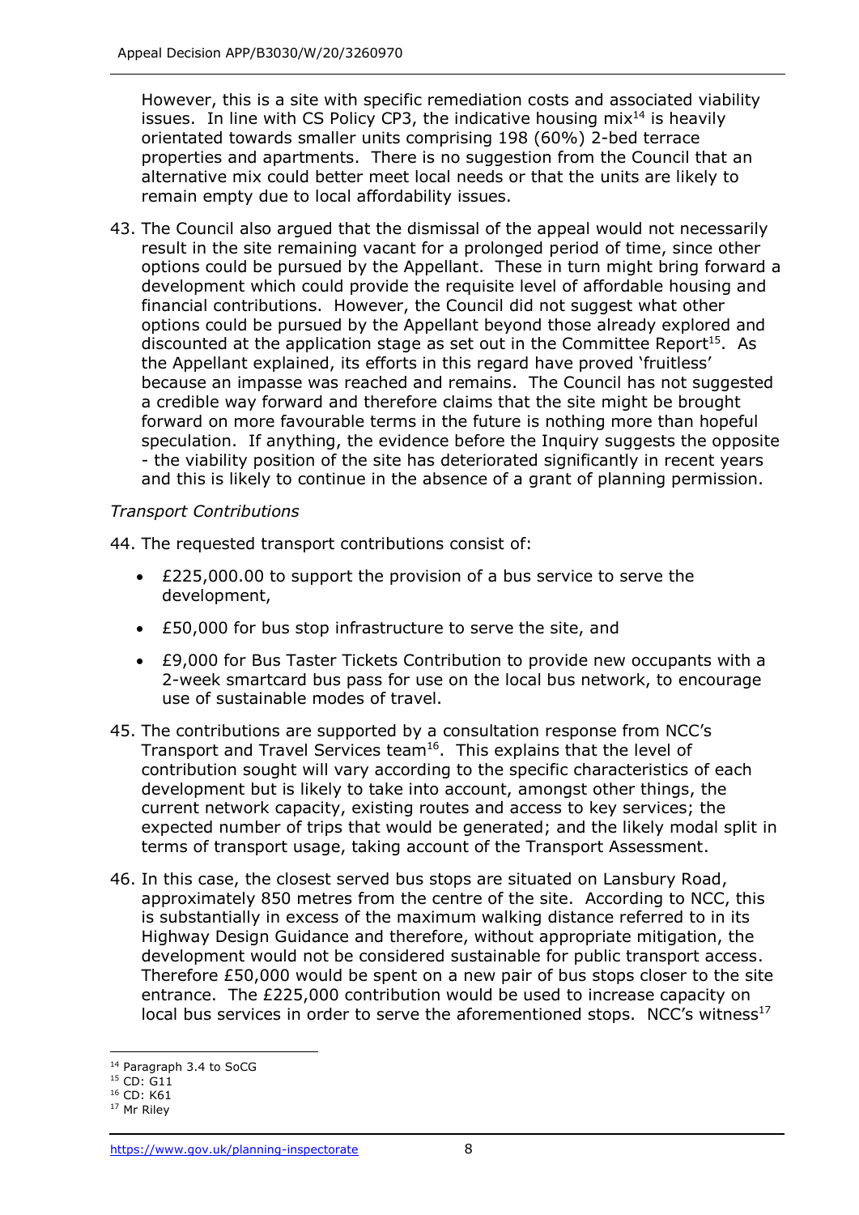However, this is a site with specific remediation costs and associated viability issues. In line with CS Policy CP3, the indicative housing mix[14] is heavily orientated towards smaller units comprising 198 (60%) 2-bed terrace properties and apartments. There is no suggestion from the Council that an alternative mix could better meet local needs or that the units are likely to remain empty due to local affordability issues.

43. The Council also argued that the dismissal of the appeal would not necessarily result in the site remaining vacant for a prolonged period of time, since other options could be pursued by the Appellant. These in turn might bring forward a development which could provide the requisite level of affordable housing and financial contributions. However, the Council did not suggest what other options could be pursued by the Appellant beyond those already explored and discounted at the application stage as set out in the Committee Report[15]. As the Appellant explained, its efforts in this regard have proved 'fruitless' because an impasse was reached and remains. The Council has not suggested a credible way forward and therefore claims that the site might be brought forward on more favourable terms in the future is nothing more than hopeful speculation. If anything, the evidence before the Inquiry suggests the opposite - the viability position of the site has deteriorated significantly in recent years and this is likely to continue in the absence of a grant of planning permission.

*Transport Contributions*

44. The requested transport contributions consist of:

- £225,000.00 to support the provision of a bus service to serve the development,
- £50,000 for bus stop infrastructure to serve the site, and
- £9,000 for Bus Taster Tickets Contribution to provide new occupants with a 2-week smartcard bus pass for use on the local bus network, to encourage use of sustainable modes of travel.

45. The contributions are supported by a consultation response from NCC's Transport and Travel Services team[16]. This explains that the level of contribution sought will vary according to the specific characteristics of each development but is likely to take into account, amongst other things, the current network capacity, existing routes and access to key services; the expected number of trips that would be generated; and the likely modal split in terms of transport usage, taking account of the Transport Assessment.

46. In this case, the closest served bus stops are situated on Lansbury Road, approximately 850 metres from the centre of the site. According to NCC, this is substantially in excess of the maximum walking distance referred to in its Highway Design Guidance and therefore, without appropriate mitigation, the development would not be considered sustainable for public transport access. Therefore £50,000 would be spent on a new pair of bus stops closer to the site entrance. The £225,000 contribution would be used to increase capacity on local bus services in order to serve the aforementioned stops. NCC's witness[17]

---

[14] Paragraph 3.4 to SoCG
[15] CD: G11
[16] CD: K61
[17] Mr Riley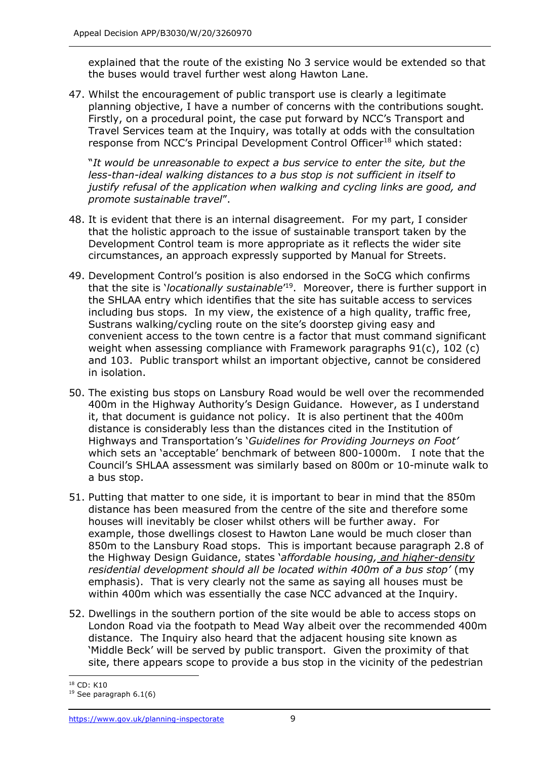explained that the route of the existing No 3 service would be extended so that the buses would travel further west along Hawton Lane.

47. Whilst the encouragement of public transport use is clearly a legitimate planning objective, I have a number of concerns with the contributions sought. Firstly, on a procedural point, the case put forward by NCC's Transport and Travel Services team at the Inquiry, was totally at odds with the consultation response from NCC's Principal Development Control Officer[18] which stated:

   "*It would be unreasonable to expect a bus service to enter the site, but the less-than-ideal walking distances to a bus stop is not sufficient in itself to justify refusal of the application when walking and cycling links are good, and promote sustainable travel*".

48. It is evident that there is an internal disagreement. For my part, I consider that the holistic approach to the issue of sustainable transport taken by the Development Control team is more appropriate as it reflects the wider site circumstances, an approach expressly supported by Manual for Streets.

49. Development Control's position is also endorsed in the SoCG which confirms that the site is '*locationally sustainable*'[19]. Moreover, there is further support in the SHLAA entry which identifies that the site has suitable access to services including bus stops. In my view, the existence of a high quality, traffic free, Sustrans walking/cycling route on the site's doorstep giving easy and convenient access to the town centre is a factor that must command significant weight when assessing compliance with Framework paragraphs 91(c), 102 (c) and 103. Public transport whilst an important objective, cannot be considered in isolation.

50. The existing bus stops on Lansbury Road would be well over the recommended 400m in the Highway Authority's Design Guidance. However, as I understand it, that document is guidance not policy. It is also pertinent that the 400m distance is considerably less than the distances cited in the Institution of Highways and Transportation's '*Guidelines for Providing Journeys on Foot'* which sets an 'acceptable' benchmark of between 800-1000m. I note that the Council's SHLAA assessment was similarly based on 800m or 10-minute walk to a bus stop.

51. Putting that matter to one side, it is important to bear in mind that the 850m distance has been measured from the centre of the site and therefore some houses will inevitably be closer whilst others will be further away. For example, those dwellings closest to Hawton Lane would be much closer than 850m to the Lansbury Road stops. This is important because paragraph 2.8 of the Highway Design Guidance, states '*affordable housing, <u>and higher-density residential development</u> should all be located within 400m of a bus stop'* (my emphasis). That is very clearly not the same as saying all houses must be within 400m which was essentially the case NCC advanced at the Inquiry.

52. Dwellings in the southern portion of the site would be able to access stops on London Road via the footpath to Mead Way albeit over the recommended 400m distance. The Inquiry also heard that the adjacent housing site known as 'Middle Beck' will be served by public transport. Given the proximity of that site, there appears scope to provide a bus stop in the vicinity of the pedestrian

---

[18] CD: K10

[19] See paragraph 6.1(6)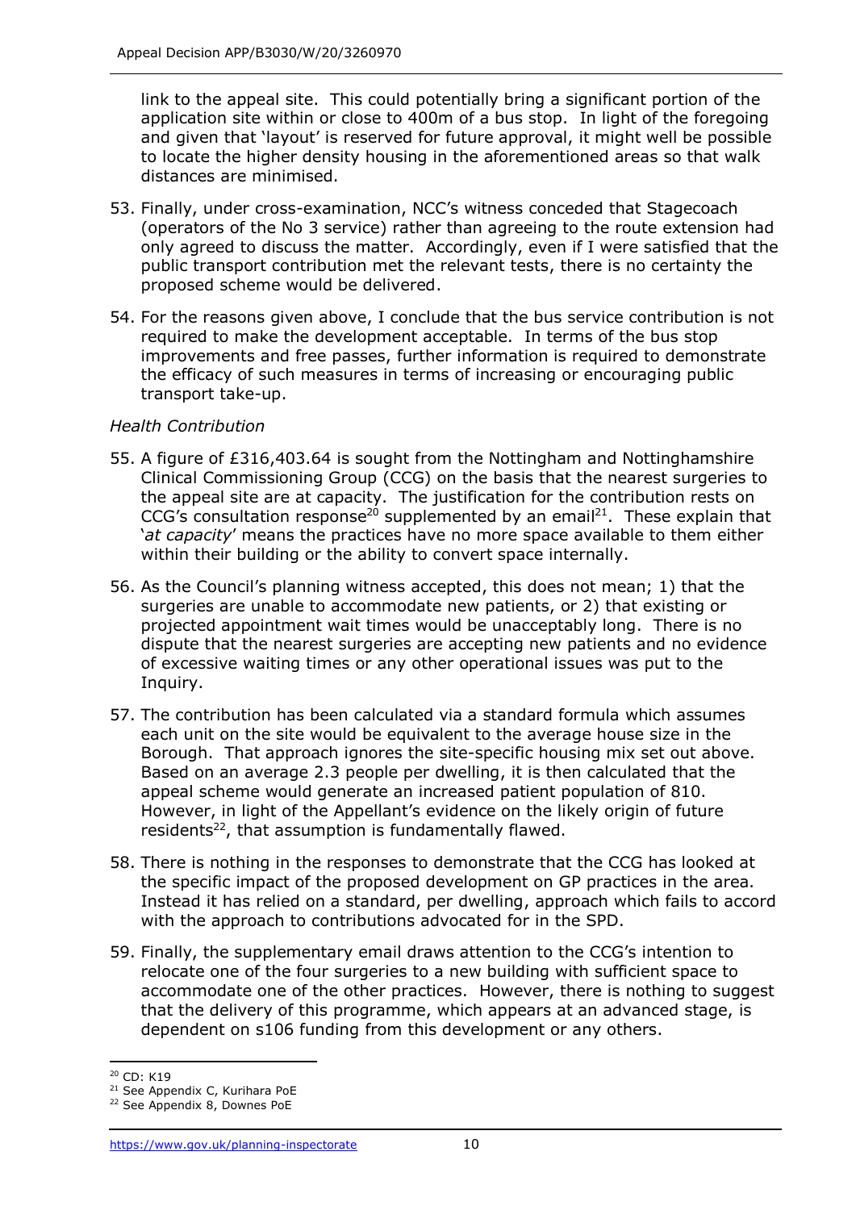link to the appeal site. This could potentially bring a significant portion of the application site within or close to 400m of a bus stop. In light of the foregoing and given that 'layout' is reserved for future approval, it might well be possible to locate the higher density housing in the aforementioned areas so that walk distances are minimised.

53. Finally, under cross-examination, NCC's witness conceded that Stagecoach (operators of the No 3 service) rather than agreeing to the route extension had only agreed to discuss the matter. Accordingly, even if I were satisfied that the public transport contribution met the relevant tests, there is no certainty the proposed scheme would be delivered.

54. For the reasons given above, I conclude that the bus service contribution is not required to make the development acceptable. In terms of the bus stop improvements and free passes, further information is required to demonstrate the efficacy of such measures in terms of increasing or encouraging public transport take-up.

*Health Contribution*

55. A figure of £316,403.64 is sought from the Nottingham and Nottinghamshire Clinical Commissioning Group (CCG) on the basis that the nearest surgeries to the appeal site are at capacity. The justification for the contribution rests on CCG's consultation response[20] supplemented by an email[21]. These explain that '*at capacity*' means the practices have no more space available to them either within their building or the ability to convert space internally.

56. As the Council's planning witness accepted, this does not mean; 1) that the surgeries are unable to accommodate new patients, or 2) that existing or projected appointment wait times would be unacceptably long. There is no dispute that the nearest surgeries are accepting new patients and no evidence of excessive waiting times or any other operational issues was put to the Inquiry.

57. The contribution has been calculated via a standard formula which assumes each unit on the site would be equivalent to the average house size in the Borough. That approach ignores the site-specific housing mix set out above. Based on an average 2.3 people per dwelling, it is then calculated that the appeal scheme would generate an increased patient population of 810. However, in light of the Appellant's evidence on the likely origin of future residents[22], that assumption is fundamentally flawed.

58. There is nothing in the responses to demonstrate that the CCG has looked at the specific impact of the proposed development on GP practices in the area. Instead it has relied on a standard, per dwelling, approach which fails to accord with the approach to contributions advocated for in the SPD.

59. Finally, the supplementary email draws attention to the CCG's intention to relocate one of the four surgeries to a new building with sufficient space to accommodate one of the other practices. However, there is nothing to suggest that the delivery of this programme, which appears at an advanced stage, is dependent on s106 funding from this development or any others.

---

[20] CD: K19

[21] See Appendix C, Kurihara PoE

[22] See Appendix 8, Downes PoE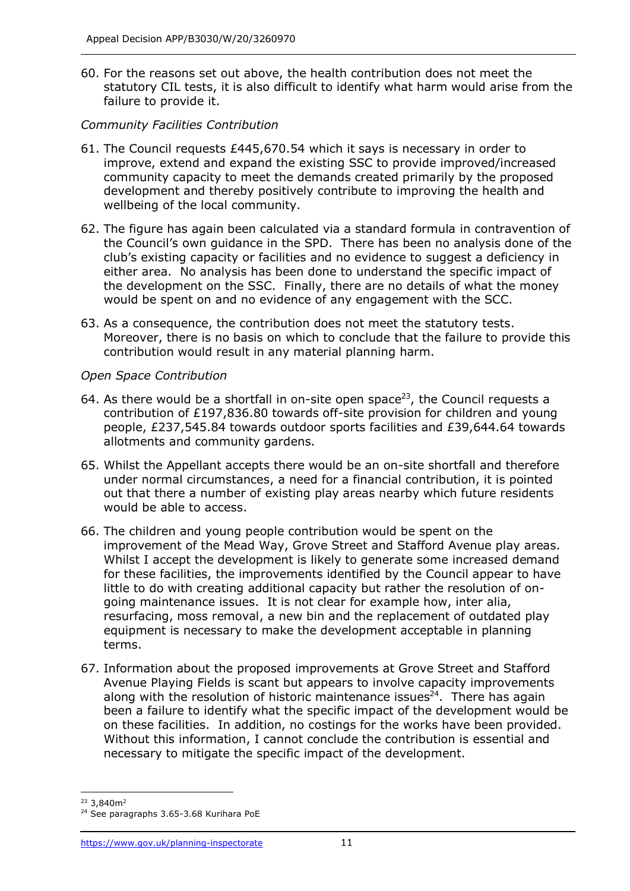60. For the reasons set out above, the health contribution does not meet the statutory CIL tests, it is also difficult to identify what harm would arise from the failure to provide it.

*Community Facilities Contribution*

61. The Council requests £445,670.54 which it says is necessary in order to improve, extend and expand the existing SSC to provide improved/increased community capacity to meet the demands created primarily by the proposed development and thereby positively contribute to improving the health and wellbeing of the local community.

62. The figure has again been calculated via a standard formula in contravention of the Council's own guidance in the SPD. There has been no analysis done of the club's existing capacity or facilities and no evidence to suggest a deficiency in either area. No analysis has been done to understand the specific impact of the development on the SSC. Finally, there are no details of what the money would be spent on and no evidence of any engagement with the SCC.

63. As a consequence, the contribution does not meet the statutory tests. Moreover, there is no basis on which to conclude that the failure to provide this contribution would result in any material planning harm.

*Open Space Contribution*

64. As there would be a shortfall in on-site open space[23], the Council requests a contribution of £197,836.80 towards off-site provision for children and young people, £237,545.84 towards outdoor sports facilities and £39,644.64 towards allotments and community gardens.

65. Whilst the Appellant accepts there would be an on-site shortfall and therefore under normal circumstances, a need for a financial contribution, it is pointed out that there a number of existing play areas nearby which future residents would be able to access.

66. The children and young people contribution would be spent on the improvement of the Mead Way, Grove Street and Stafford Avenue play areas. Whilst I accept the development is likely to generate some increased demand for these facilities, the improvements identified by the Council appear to have little to do with creating additional capacity but rather the resolution of on-going maintenance issues. It is not clear for example how, inter alia, resurfacing, moss removal, a new bin and the replacement of outdated play equipment is necessary to make the development acceptable in planning terms.

67. Information about the proposed improvements at Grove Street and Stafford Avenue Playing Fields is scant but appears to involve capacity improvements along with the resolution of historic maintenance issues[24]. There has again been a failure to identify what the specific impact of the development would be on these facilities. In addition, no costings for the works have been provided. Without this information, I cannot conclude the contribution is essential and necessary to mitigate the specific impact of the development.

---

[23] 3,840m$^2$

[24] See paragraphs 3.65-3.68 Kurihara PoE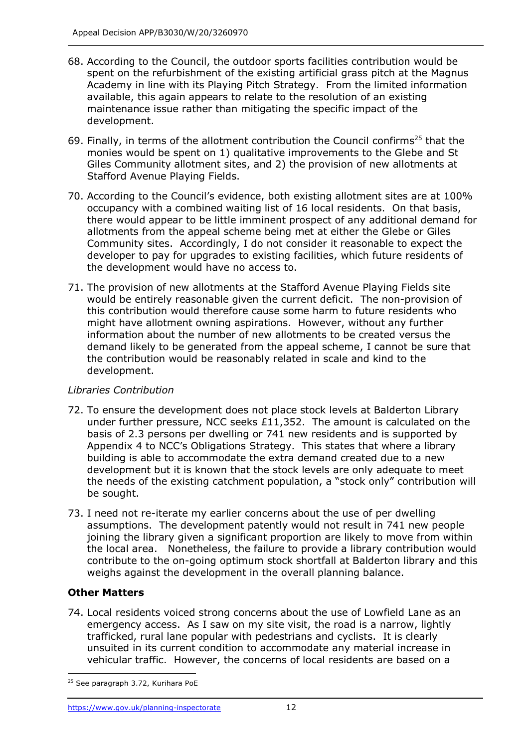68. According to the Council, the outdoor sports facilities contribution would be spent on the refurbishment of the existing artificial grass pitch at the Magnus Academy in line with its Playing Pitch Strategy. From the limited information available, this again appears to relate to the resolution of an existing maintenance issue rather than mitigating the specific impact of the development.

69. Finally, in terms of the allotment contribution the Council confirms[25] that the monies would be spent on 1) qualitative improvements to the Glebe and St Giles Community allotment sites, and 2) the provision of new allotments at Stafford Avenue Playing Fields.

70. According to the Council's evidence, both existing allotment sites are at 100% occupancy with a combined waiting list of 16 local residents. On that basis, there would appear to be little imminent prospect of any additional demand for allotments from the appeal scheme being met at either the Glebe or Giles Community sites. Accordingly, I do not consider it reasonable to expect the developer to pay for upgrades to existing facilities, which future residents of the development would have no access to.

71. The provision of new allotments at the Stafford Avenue Playing Fields site would be entirely reasonable given the current deficit. The non-provision of this contribution would therefore cause some harm to future residents who might have allotment owning aspirations. However, without any further information about the number of new allotments to be created versus the demand likely to be generated from the appeal scheme, I cannot be sure that the contribution would be reasonably related in scale and kind to the development.

*Libraries Contribution*

72. To ensure the development does not place stock levels at Balderton Library under further pressure, NCC seeks £11,352. The amount is calculated on the basis of 2.3 persons per dwelling or 741 new residents and is supported by Appendix 4 to NCC's Obligations Strategy. This states that where a library building is able to accommodate the extra demand created due to a new development but it is known that the stock levels are only adequate to meet the needs of the existing catchment population, a "stock only" contribution will be sought.

73. I need not re-iterate my earlier concerns about the use of per dwelling assumptions. The development patently would not result in 741 new people joining the library given a significant proportion are likely to move from within the local area. Nonetheless, the failure to provide a library contribution would contribute to the on-going optimum stock shortfall at Balderton library and this weighs against the development in the overall planning balance.

**Other Matters**

74. Local residents voiced strong concerns about the use of Lowfield Lane as an emergency access. As I saw on my site visit, the road is a narrow, lightly trafficked, rural lane popular with pedestrians and cyclists. It is clearly unsuited in its current condition to accommodate any material increase in vehicular traffic. However, the concerns of local residents are based on a

[25] See paragraph 3.72, Kurihara PoE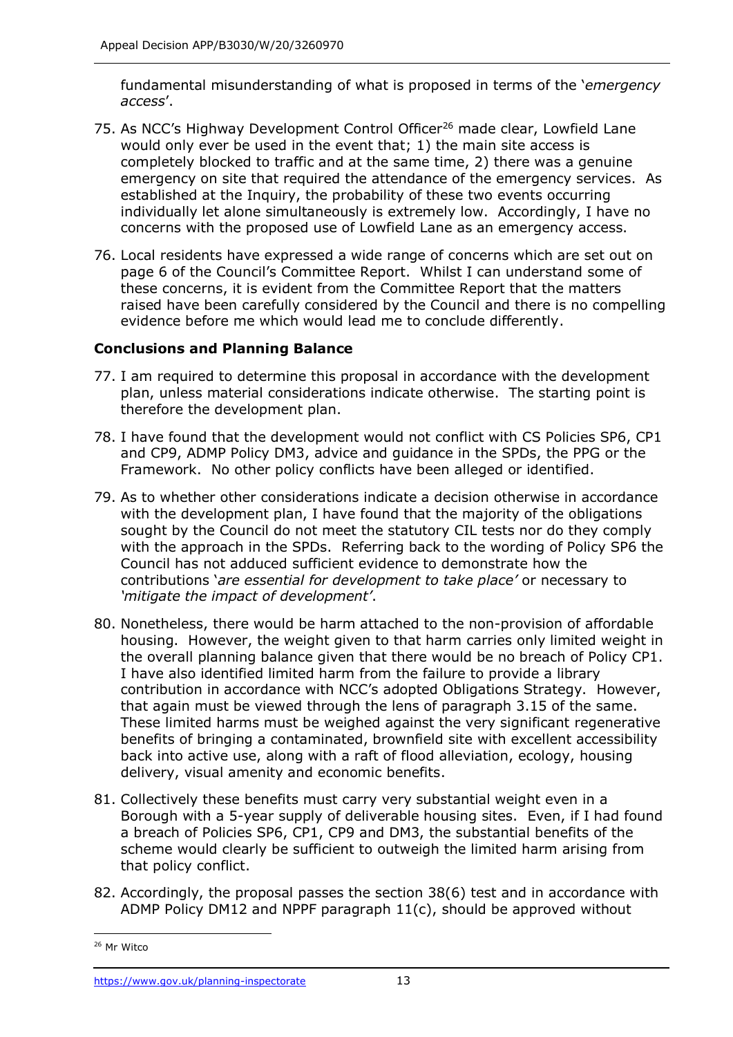fundamental misunderstanding of what is proposed in terms of the '*emergency access*'.

75. As NCC's Highway Development Control Officer[26] made clear, Lowfield Lane would only ever be used in the event that; 1) the main site access is completely blocked to traffic and at the same time, 2) there was a genuine emergency on site that required the attendance of the emergency services. As established at the Inquiry, the probability of these two events occurring individually let alone simultaneously is extremely low. Accordingly, I have no concerns with the proposed use of Lowfield Lane as an emergency access.

76. Local residents have expressed a wide range of concerns which are set out on page 6 of the Council's Committee Report. Whilst I can understand some of these concerns, it is evident from the Committee Report that the matters raised have been carefully considered by the Council and there is no compelling evidence before me which would lead me to conclude differently.

**Conclusions and Planning Balance**

77. I am required to determine this proposal in accordance with the development plan, unless material considerations indicate otherwise. The starting point is therefore the development plan.

78. I have found that the development would not conflict with CS Policies SP6, CP1 and CP9, ADMP Policy DM3, advice and guidance in the SPDs, the PPG or the Framework. No other policy conflicts have been alleged or identified.

79. As to whether other considerations indicate a decision otherwise in accordance with the development plan, I have found that the majority of the obligations sought by the Council do not meet the statutory CIL tests nor do they comply with the approach in the SPDs. Referring back to the wording of Policy SP6 the Council has not adduced sufficient evidence to demonstrate how the contributions '*are essential for development to take place*' or necessary to '*mitigate the impact of development*'.

80. Nonetheless, there would be harm attached to the non-provision of affordable housing. However, the weight given to that harm carries only limited weight in the overall planning balance given that there would be no breach of Policy CP1. I have also identified limited harm from the failure to provide a library contribution in accordance with NCC's adopted Obligations Strategy. However, that again must be viewed through the lens of paragraph 3.15 of the same. These limited harms must be weighed against the very significant regenerative benefits of bringing a contaminated, brownfield site with excellent accessibility back into active use, along with a raft of flood alleviation, ecology, housing delivery, visual amenity and economic benefits.

81. Collectively these benefits must carry very substantial weight even in a Borough with a 5-year supply of deliverable housing sites. Even, if I had found a breach of Policies SP6, CP1, CP9 and DM3, the substantial benefits of the scheme would clearly be sufficient to outweigh the limited harm arising from that policy conflict.

82. Accordingly, the proposal passes the section 38(6) test and in accordance with ADMP Policy DM12 and NPPF paragraph 11(c), should be approved without

---

[26] Mr Witco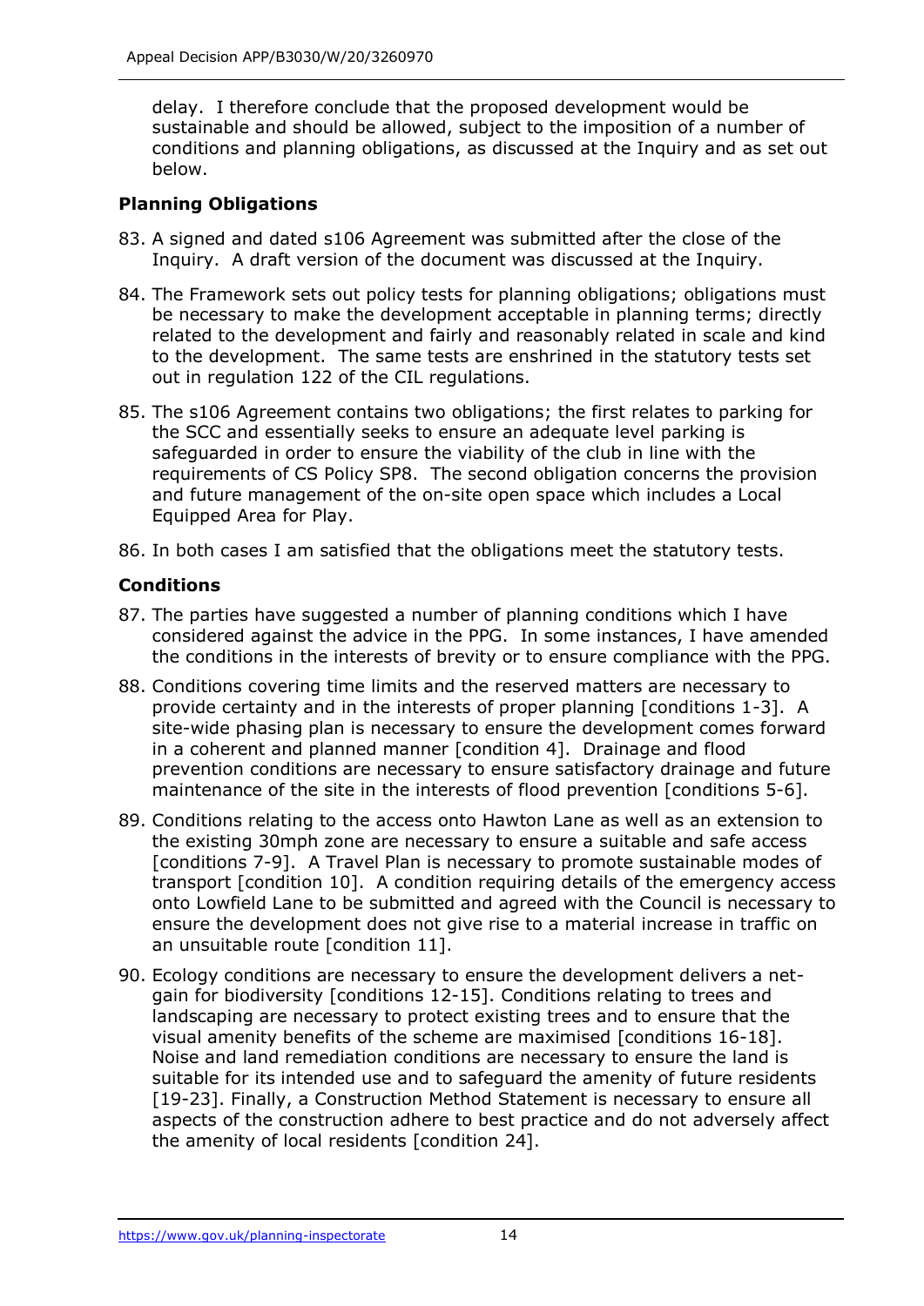delay. I therefore conclude that the proposed development would be sustainable and should be allowed, subject to the imposition of a number of conditions and planning obligations, as discussed at the Inquiry and as set out below.

### Planning Obligations

83. A signed and dated s106 Agreement was submitted after the close of the Inquiry. A draft version of the document was discussed at the Inquiry.

84. The Framework sets out policy tests for planning obligations; obligations must be necessary to make the development acceptable in planning terms; directly related to the development and fairly and reasonably related in scale and kind to the development. The same tests are enshrined in the statutory tests set out in regulation 122 of the CIL regulations.

85. The s106 Agreement contains two obligations; the first relates to parking for the SCC and essentially seeks to ensure an adequate level parking is safeguarded in order to ensure the viability of the club in line with the requirements of CS Policy SP8. The second obligation concerns the provision and future management of the on-site open space which includes a Local Equipped Area for Play.

86. In both cases I am satisfied that the obligations meet the statutory tests.

### Conditions

87. The parties have suggested a number of planning conditions which I have considered against the advice in the PPG. In some instances, I have amended the conditions in the interests of brevity or to ensure compliance with the PPG.

88. Conditions covering time limits and the reserved matters are necessary to provide certainty and in the interests of proper planning [conditions 1-3]. A site-wide phasing plan is necessary to ensure the development comes forward in a coherent and planned manner [condition 4]. Drainage and flood prevention conditions are necessary to ensure satisfactory drainage and future maintenance of the site in the interests of flood prevention [conditions 5-6].

89. Conditions relating to the access onto Hawton Lane as well as an extension to the existing 30mph zone are necessary to ensure a suitable and safe access [conditions 7-9]. A Travel Plan is necessary to promote sustainable modes of transport [condition 10]. A condition requiring details of the emergency access onto Lowfield Lane to be submitted and agreed with the Council is necessary to ensure the development does not give rise to a material increase in traffic on an unsuitable route [condition 11].

90. Ecology conditions are necessary to ensure the development delivers a net-gain for biodiversity [conditions 12-15]. Conditions relating to trees and landscaping are necessary to protect existing trees and to ensure that the visual amenity benefits of the scheme are maximised [conditions 16-18]. Noise and land remediation conditions are necessary to ensure the land is suitable for its intended use and to safeguard the amenity of future residents [19-23]. Finally, a Construction Method Statement is necessary to ensure all aspects of the construction adhere to best practice and do not adversely affect the amenity of local residents [condition 24].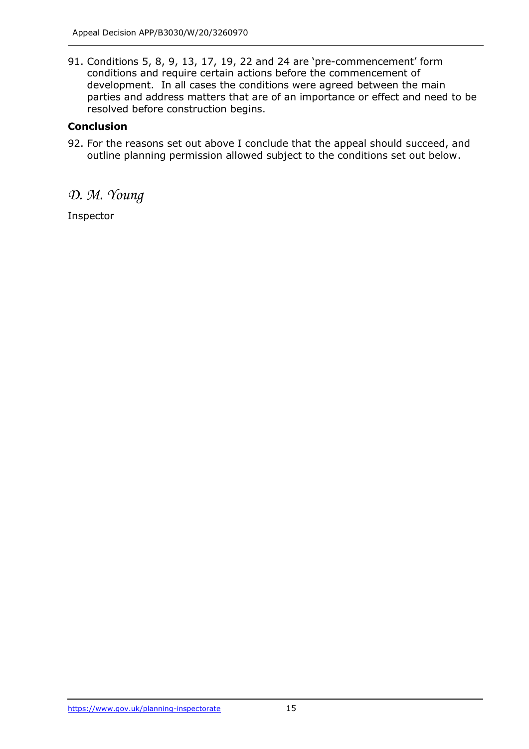91. Conditions 5, 8, 9, 13, 17, 19, 22 and 24 are 'pre-commencement' form conditions and require certain actions before the commencement of development. In all cases the conditions were agreed between the main parties and address matters that are of an importance or effect and need to be resolved before construction begins.

**Conclusion**

92. For the reasons set out above I conclude that the appeal should succeed, and outline planning permission allowed subject to the conditions set out below.

*D. M. Young*

Inspector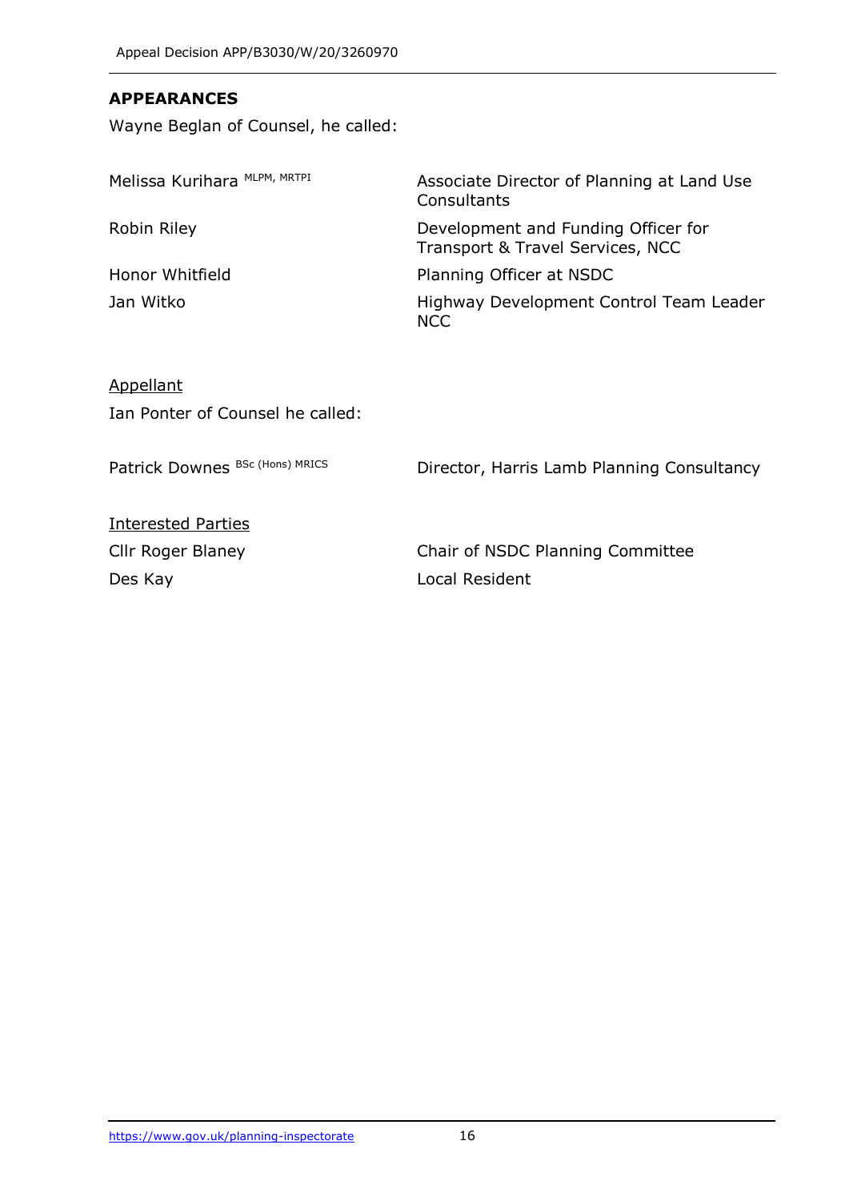## APPEARANCES

Wayne Beglan of Counsel, he called:

| | |
|---|---|
| Melissa Kurihara MLPM, MRTPI | Associate Director of Planning at Land Use Consultants |
| Robin Riley | Development and Funding Officer for Transport & Travel Services, NCC |
| Honor Whitfield | Planning Officer at NSDC |
| Jan Witko | Highway Development Control Team Leader NCC |

<u>Appellant</u>

Ian Ponter of Counsel he called:

| | |
|---|---|
| Patrick Downes BSc (Hons) MRICS | Director, Harris Lamb Planning Consultancy |

<u>Interested Parties</u>

| | |
|---|---|
| Cllr Roger Blaney | Chair of NSDC Planning Committee |
| Des Kay | Local Resident |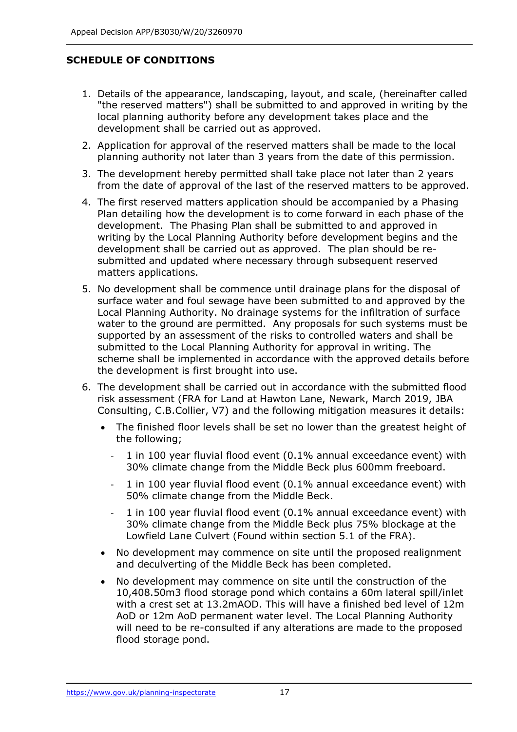## SCHEDULE OF CONDITIONS

1. Details of the appearance, landscaping, layout, and scale, (hereinafter called "the reserved matters") shall be submitted to and approved in writing by the local planning authority before any development takes place and the development shall be carried out as approved.

2. Application for approval of the reserved matters shall be made to the local planning authority not later than 3 years from the date of this permission.

3. The development hereby permitted shall take place not later than 2 years from the date of approval of the last of the reserved matters to be approved.

4. The first reserved matters application should be accompanied by a Phasing Plan detailing how the development is to come forward in each phase of the development. The Phasing Plan shall be submitted to and approved in writing by the Local Planning Authority before development begins and the development shall be carried out as approved. The plan should be re-submitted and updated where necessary through subsequent reserved matters applications.

5. No development shall be commence until drainage plans for the disposal of surface water and foul sewage have been submitted to and approved by the Local Planning Authority. No drainage systems for the infiltration of surface water to the ground are permitted. Any proposals for such systems must be supported by an assessment of the risks to controlled waters and shall be submitted to the Local Planning Authority for approval in writing. The scheme shall be implemented in accordance with the approved details before the development is first brought into use.

6. The development shall be carried out in accordance with the submitted flood risk assessment (FRA for Land at Hawton Lane, Newark, March 2019, JBA Consulting, C.B.Collier, V7) and the following mitigation measures it details:

   - The finished floor levels shall be set no lower than the greatest height of the following;
     - 1 in 100 year fluvial flood event (0.1% annual exceedance event) with 30% climate change from the Middle Beck plus 600mm freeboard.
     - 1 in 100 year fluvial flood event (0.1% annual exceedance event) with 50% climate change from the Middle Beck.
     - 1 in 100 year fluvial flood event (0.1% annual exceedance event) with 30% climate change from the Middle Beck plus 75% blockage at the Lowfield Lane Culvert (Found within section 5.1 of the FRA).
   - No development may commence on site until the proposed realignment and deculverting of the Middle Beck has been completed.
   - No development may commence on site until the construction of the 10,408.50m3 flood storage pond which contains a 60m lateral spill/inlet with a crest set at 13.2mAOD. This will have a finished bed level of 12m AoD or 12m AoD permanent water level. The Local Planning Authority will need to be re-consulted if any alterations are made to the proposed flood storage pond.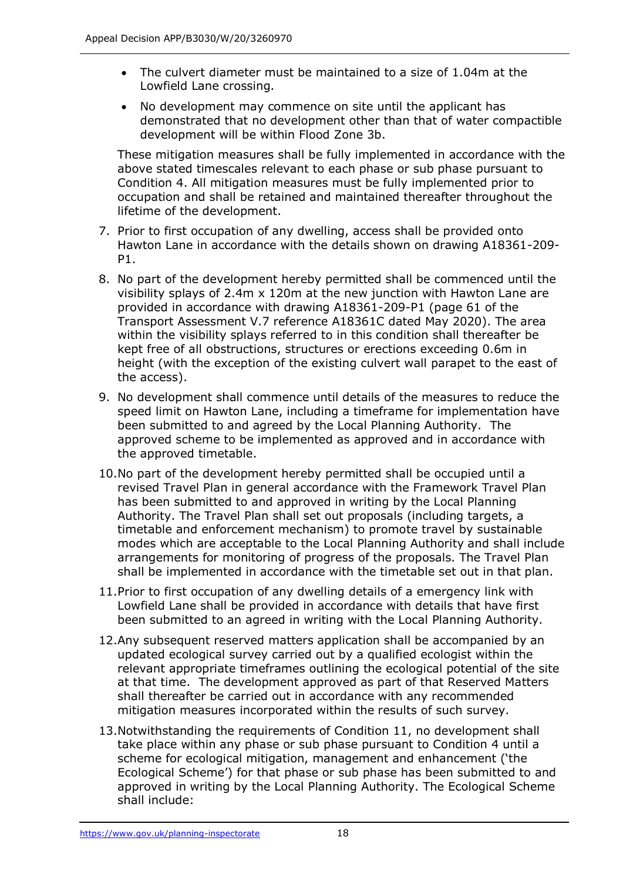- The culvert diameter must be maintained to a size of 1.04m at the Lowfield Lane crossing.
- No development may commence on site until the applicant has demonstrated that no development other than that of water compactible development will be within Flood Zone 3b.

These mitigation measures shall be fully implemented in accordance with the above stated timescales relevant to each phase or sub phase pursuant to Condition 4. All mitigation measures must be fully implemented prior to occupation and shall be retained and maintained thereafter throughout the lifetime of the development.

7. Prior to first occupation of any dwelling, access shall be provided onto Hawton Lane in accordance with the details shown on drawing A18361-209-P1.
8. No part of the development hereby permitted shall be commenced until the visibility splays of 2.4m x 120m at the new junction with Hawton Lane are provided in accordance with drawing A18361-209-P1 (page 61 of the Transport Assessment V.7 reference A18361C dated May 2020). The area within the visibility splays referred to in this condition shall thereafter be kept free of all obstructions, structures or erections exceeding 0.6m in height (with the exception of the existing culvert wall parapet to the east of the access).
9. No development shall commence until details of the measures to reduce the speed limit on Hawton Lane, including a timeframe for implementation have been submitted to and agreed by the Local Planning Authority. The approved scheme to be implemented as approved and in accordance with the approved timetable.
10. No part of the development hereby permitted shall be occupied until a revised Travel Plan in general accordance with the Framework Travel Plan has been submitted to and approved in writing by the Local Planning Authority. The Travel Plan shall set out proposals (including targets, a timetable and enforcement mechanism) to promote travel by sustainable modes which are acceptable to the Local Planning Authority and shall include arrangements for monitoring of progress of the proposals. The Travel Plan shall be implemented in accordance with the timetable set out in that plan.
11. Prior to first occupation of any dwelling details of a emergency link with Lowfield Lane shall be provided in accordance with details that have first been submitted to an agreed in writing with the Local Planning Authority.
12. Any subsequent reserved matters application shall be accompanied by an updated ecological survey carried out by a qualified ecologist within the relevant appropriate timeframes outlining the ecological potential of the site at that time. The development approved as part of that Reserved Matters shall thereafter be carried out in accordance with any recommended mitigation measures incorporated within the results of such survey.
13. Notwithstanding the requirements of Condition 11, no development shall take place within any phase or sub phase pursuant to Condition 4 until a scheme for ecological mitigation, management and enhancement ('the Ecological Scheme') for that phase or sub phase has been submitted to and approved in writing by the Local Planning Authority. The Ecological Scheme shall include: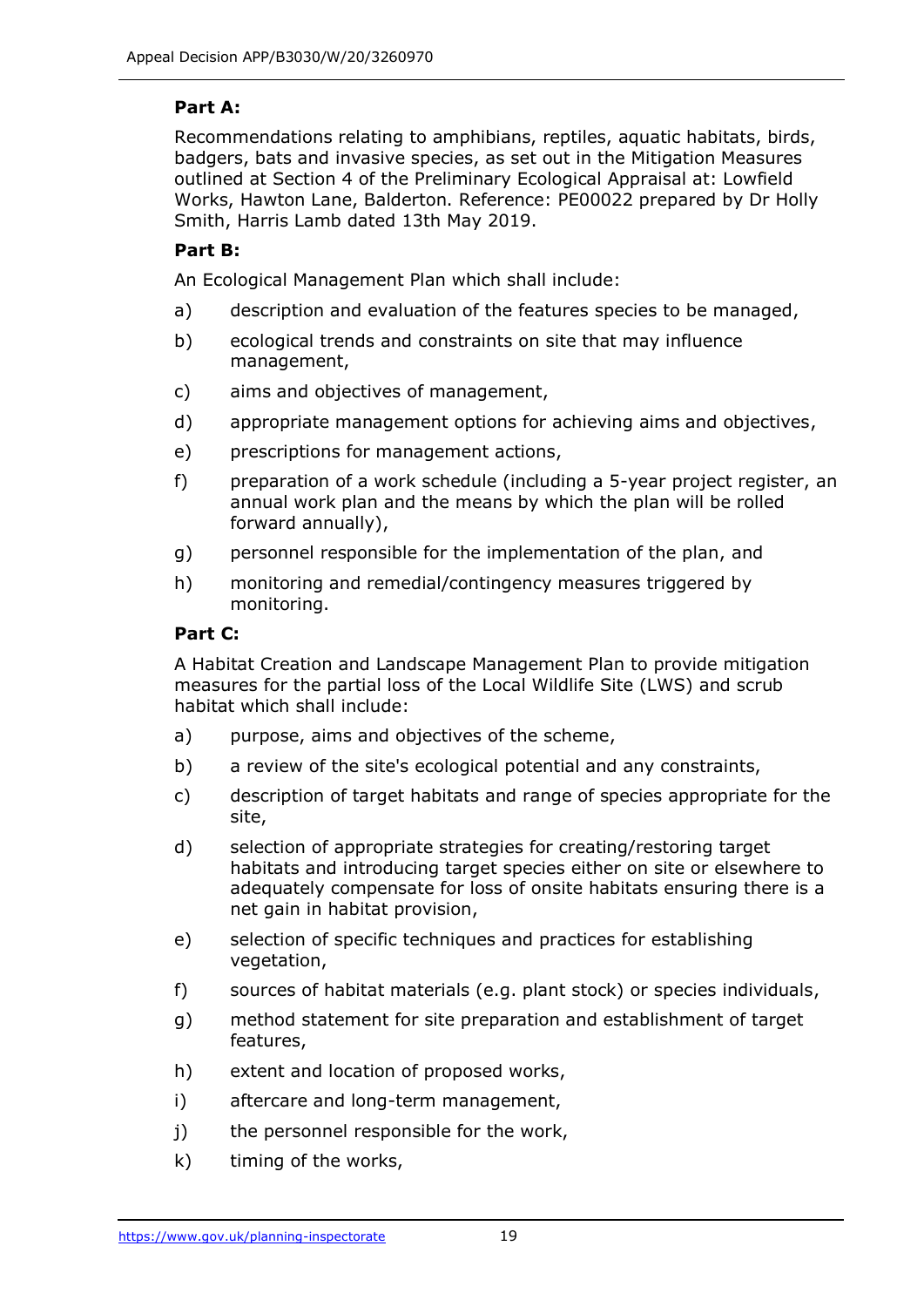**Part A:**

Recommendations relating to amphibians, reptiles, aquatic habitats, birds, badgers, bats and invasive species, as set out in the Mitigation Measures outlined at Section 4 of the Preliminary Ecological Appraisal at: Lowfield Works, Hawton Lane, Balderton. Reference: PE00022 prepared by Dr Holly Smith, Harris Lamb dated 13th May 2019.

**Part B:**

An Ecological Management Plan which shall include:

a) description and evaluation of the features species to be managed,

b) ecological trends and constraints on site that may influence management,

c) aims and objectives of management,

d) appropriate management options for achieving aims and objectives,

e) prescriptions for management actions,

f) preparation of a work schedule (including a 5-year project register, an annual work plan and the means by which the plan will be rolled forward annually),

g) personnel responsible for the implementation of the plan, and

h) monitoring and remedial/contingency measures triggered by monitoring.

**Part C:**

A Habitat Creation and Landscape Management Plan to provide mitigation measures for the partial loss of the Local Wildlife Site (LWS) and scrub habitat which shall include:

a) purpose, aims and objectives of the scheme,

b) a review of the site's ecological potential and any constraints,

c) description of target habitats and range of species appropriate for the site,

d) selection of appropriate strategies for creating/restoring target habitats and introducing target species either on site or elsewhere to adequately compensate for loss of onsite habitats ensuring there is a net gain in habitat provision,

e) selection of specific techniques and practices for establishing vegetation,

f) sources of habitat materials (e.g. plant stock) or species individuals,

g) method statement for site preparation and establishment of target features,

h) extent and location of proposed works,

i) aftercare and long-term management,

j) the personnel responsible for the work,

k) timing of the works,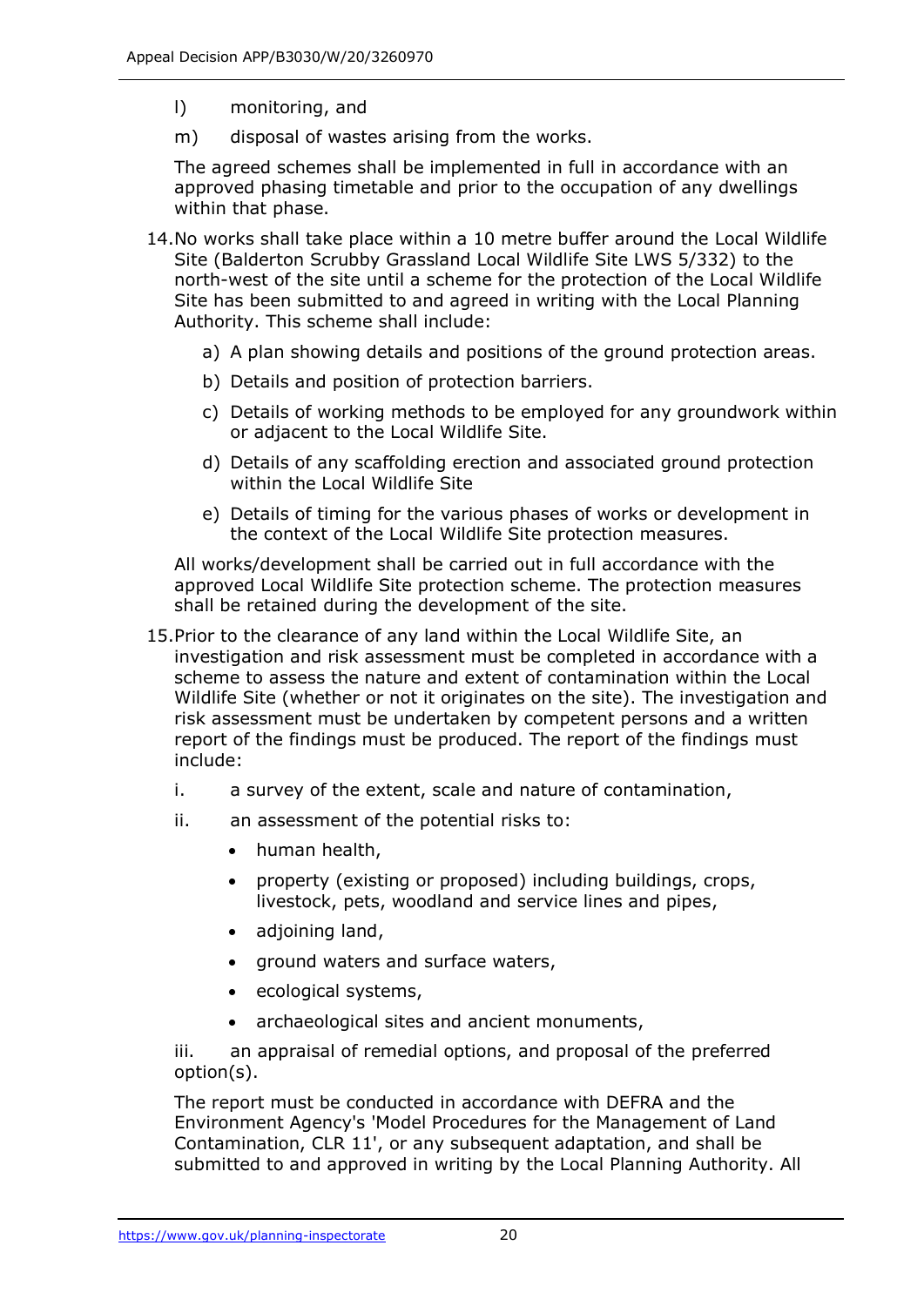l) monitoring, and

m) disposal of wastes arising from the works.

The agreed schemes shall be implemented in full in accordance with an approved phasing timetable and prior to the occupation of any dwellings within that phase.

14. No works shall take place within a 10 metre buffer around the Local Wildlife Site (Balderton Scrubby Grassland Local Wildlife Site LWS 5/332) to the north-west of the site until a scheme for the protection of the Local Wildlife Site has been submitted to and agreed in writing with the Local Planning Authority. This scheme shall include:

    a) A plan showing details and positions of the ground protection areas.
    b) Details and position of protection barriers.
    c) Details of working methods to be employed for any groundwork within or adjacent to the Local Wildlife Site.
    d) Details of any scaffolding erection and associated ground protection within the Local Wildlife Site
    e) Details of timing for the various phases of works or development in the context of the Local Wildlife Site protection measures.

    All works/development shall be carried out in full accordance with the approved Local Wildlife Site protection scheme. The protection measures shall be retained during the development of the site.

15. Prior to the clearance of any land within the Local Wildlife Site, an investigation and risk assessment must be completed in accordance with a scheme to assess the nature and extent of contamination within the Local Wildlife Site (whether or not it originates on the site). The investigation and risk assessment must be undertaken by competent persons and a written report of the findings must be produced. The report of the findings must include:

    i. a survey of the extent, scale and nature of contamination,

    ii. an assessment of the potential risks to:

    - human health,
    - property (existing or proposed) including buildings, crops, livestock, pets, woodland and service lines and pipes,
    - adjoining land,
    - ground waters and surface waters,
    - ecological systems,
    - archaeological sites and ancient monuments,

    iii. an appraisal of remedial options, and proposal of the preferred option(s).

    The report must be conducted in accordance with DEFRA and the Environment Agency's 'Model Procedures for the Management of Land Contamination, CLR 11', or any subsequent adaptation, and shall be submitted to and approved in writing by the Local Planning Authority. All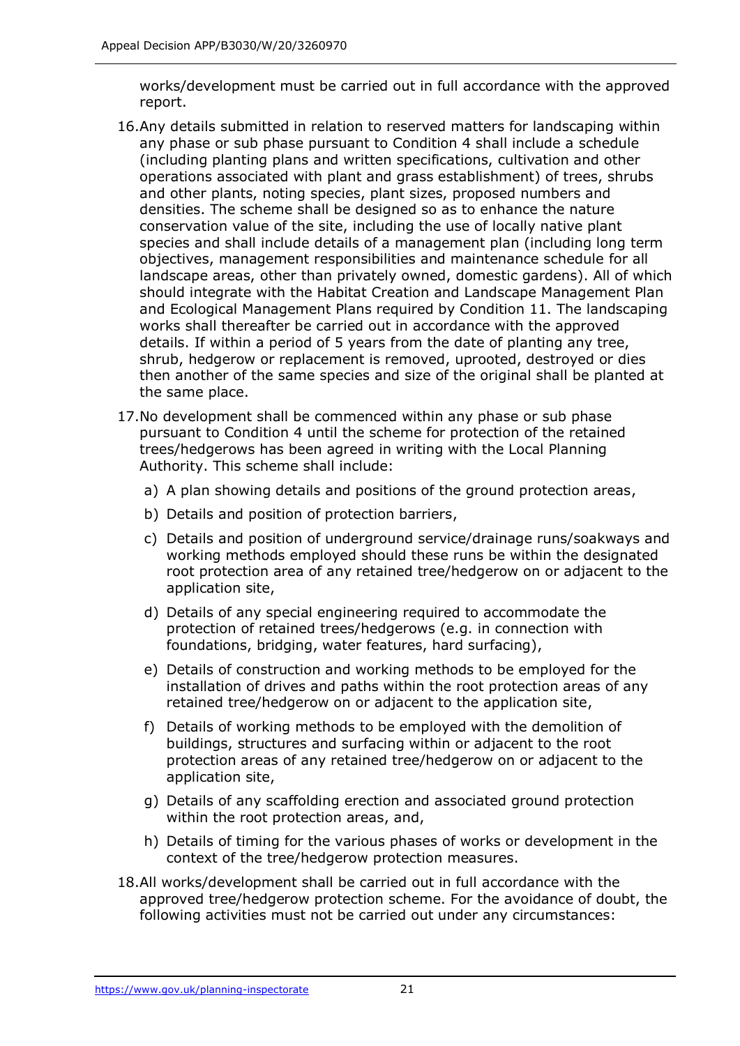works/development must be carried out in full accordance with the approved report.

16. Any details submitted in relation to reserved matters for landscaping within any phase or sub phase pursuant to Condition 4 shall include a schedule (including planting plans and written specifications, cultivation and other operations associated with plant and grass establishment) of trees, shrubs and other plants, noting species, plant sizes, proposed numbers and densities. The scheme shall be designed so as to enhance the nature conservation value of the site, including the use of locally native plant species and shall include details of a management plan (including long term objectives, management responsibilities and maintenance schedule for all landscape areas, other than privately owned, domestic gardens). All of which should integrate with the Habitat Creation and Landscape Management Plan and Ecological Management Plans required by Condition 11. The landscaping works shall thereafter be carried out in accordance with the approved details. If within a period of 5 years from the date of planting any tree, shrub, hedgerow or replacement is removed, uprooted, destroyed or dies then another of the same species and size of the original shall be planted at the same place.

17. No development shall be commenced within any phase or sub phase pursuant to Condition 4 until the scheme for protection of the retained trees/hedgerows has been agreed in writing with the Local Planning Authority. This scheme shall include:

    a) A plan showing details and positions of the ground protection areas,

    b) Details and position of protection barriers,

    c) Details and position of underground service/drainage runs/soakways and working methods employed should these runs be within the designated root protection area of any retained tree/hedgerow on or adjacent to the application site,

    d) Details of any special engineering required to accommodate the protection of retained trees/hedgerows (e.g. in connection with foundations, bridging, water features, hard surfacing),

    e) Details of construction and working methods to be employed for the installation of drives and paths within the root protection areas of any retained tree/hedgerow on or adjacent to the application site,

    f) Details of working methods to be employed with the demolition of buildings, structures and surfacing within or adjacent to the root protection areas of any retained tree/hedgerow on or adjacent to the application site,

    g) Details of any scaffolding erection and associated ground protection within the root protection areas, and,

    h) Details of timing for the various phases of works or development in the context of the tree/hedgerow protection measures.

18. All works/development shall be carried out in full accordance with the approved tree/hedgerow protection scheme. For the avoidance of doubt, the following activities must not be carried out under any circumstances: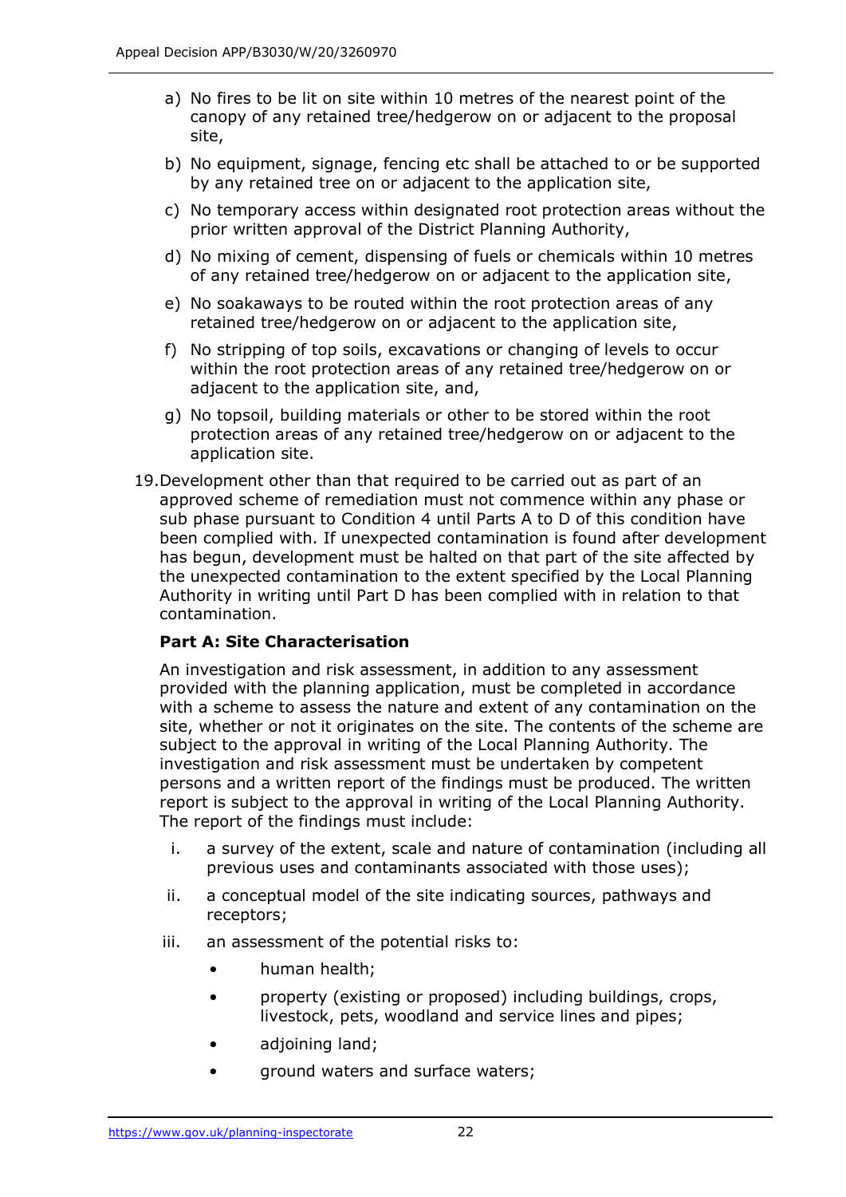a) No fires to be lit on site within 10 metres of the nearest point of the canopy of any retained tree/hedgerow on or adjacent to the proposal site,

b) No equipment, signage, fencing etc shall be attached to or be supported by any retained tree on or adjacent to the application site,

c) No temporary access within designated root protection areas without the prior written approval of the District Planning Authority,

d) No mixing of cement, dispensing of fuels or chemicals within 10 metres of any retained tree/hedgerow on or adjacent to the application site,

e) No soakaways to be routed within the root protection areas of any retained tree/hedgerow on or adjacent to the application site,

f) No stripping of top soils, excavations or changing of levels to occur within the root protection areas of any retained tree/hedgerow on or adjacent to the application site, and,

g) No topsoil, building materials or other to be stored within the root protection areas of any retained tree/hedgerow on or adjacent to the application site.

19. Development other than that required to be carried out as part of an approved scheme of remediation must not commence within any phase or sub phase pursuant to Condition 4 until Parts A to D of this condition have been complied with. If unexpected contamination is found after development has begun, development must be halted on that part of the site affected by the unexpected contamination to the extent specified by the Local Planning Authority in writing until Part D has been complied with in relation to that contamination.

**Part A: Site Characterisation**

An investigation and risk assessment, in addition to any assessment provided with the planning application, must be completed in accordance with a scheme to assess the nature and extent of any contamination on the site, whether or not it originates on the site. The contents of the scheme are subject to the approval in writing of the Local Planning Authority. The investigation and risk assessment must be undertaken by competent persons and a written report of the findings must be produced. The written report is subject to the approval in writing of the Local Planning Authority. The report of the findings must include:

i. a survey of the extent, scale and nature of contamination (including all previous uses and contaminants associated with those uses);

ii. a conceptual model of the site indicating sources, pathways and receptors;

iii. an assessment of the potential risks to:

- human health;
- property (existing or proposed) including buildings, crops, livestock, pets, woodland and service lines and pipes;
- adjoining land;
- ground waters and surface waters;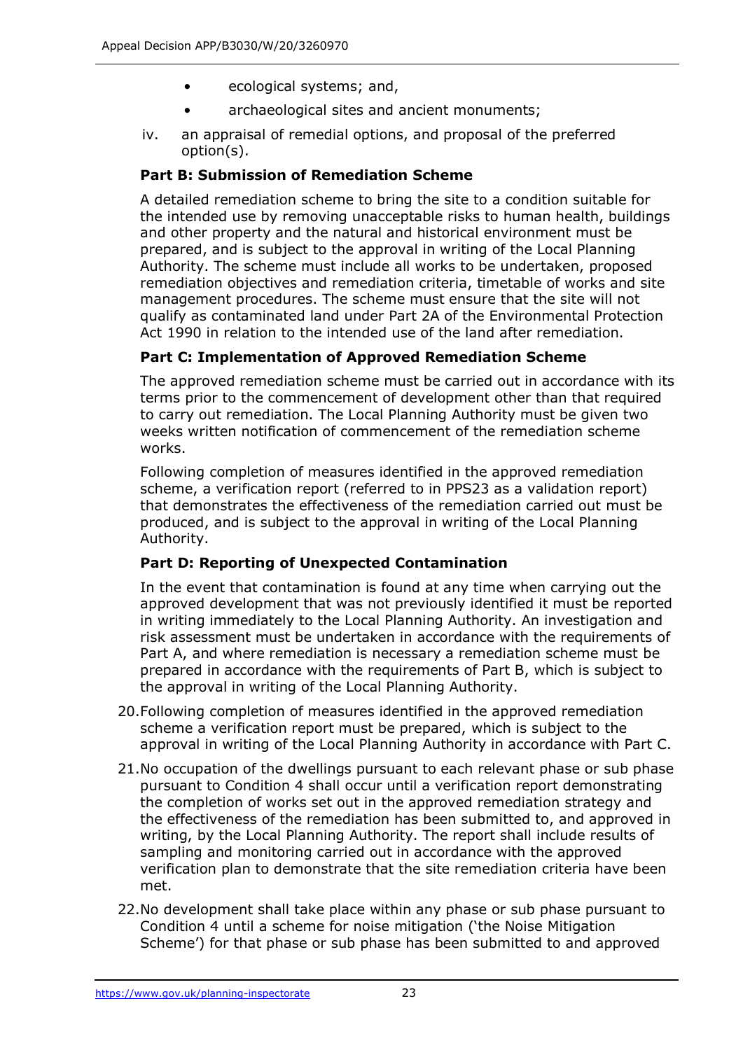- ecological systems; and,
- archaeological sites and ancient monuments;

iv. an appraisal of remedial options, and proposal of the preferred option(s).

**Part B: Submission of Remediation Scheme**

A detailed remediation scheme to bring the site to a condition suitable for the intended use by removing unacceptable risks to human health, buildings and other property and the natural and historical environment must be prepared, and is subject to the approval in writing of the Local Planning Authority. The scheme must include all works to be undertaken, proposed remediation objectives and remediation criteria, timetable of works and site management procedures. The scheme must ensure that the site will not qualify as contaminated land under Part 2A of the Environmental Protection Act 1990 in relation to the intended use of the land after remediation.

**Part C: Implementation of Approved Remediation Scheme**

The approved remediation scheme must be carried out in accordance with its terms prior to the commencement of development other than that required to carry out remediation. The Local Planning Authority must be given two weeks written notification of commencement of the remediation scheme works.

Following completion of measures identified in the approved remediation scheme, a verification report (referred to in PPS23 as a validation report) that demonstrates the effectiveness of the remediation carried out must be produced, and is subject to the approval in writing of the Local Planning Authority.

**Part D: Reporting of Unexpected Contamination**

In the event that contamination is found at any time when carrying out the approved development that was not previously identified it must be reported in writing immediately to the Local Planning Authority. An investigation and risk assessment must be undertaken in accordance with the requirements of Part A, and where remediation is necessary a remediation scheme must be prepared in accordance with the requirements of Part B, which is subject to the approval in writing of the Local Planning Authority.

20. Following completion of measures identified in the approved remediation scheme a verification report must be prepared, which is subject to the approval in writing of the Local Planning Authority in accordance with Part C.

21. No occupation of the dwellings pursuant to each relevant phase or sub phase pursuant to Condition 4 shall occur until a verification report demonstrating the completion of works set out in the approved remediation strategy and the effectiveness of the remediation has been submitted to, and approved in writing, by the Local Planning Authority. The report shall include results of sampling and monitoring carried out in accordance with the approved verification plan to demonstrate that the site remediation criteria have been met.

22. No development shall take place within any phase or sub phase pursuant to Condition 4 until a scheme for noise mitigation ('the Noise Mitigation Scheme') for that phase or sub phase has been submitted to and approved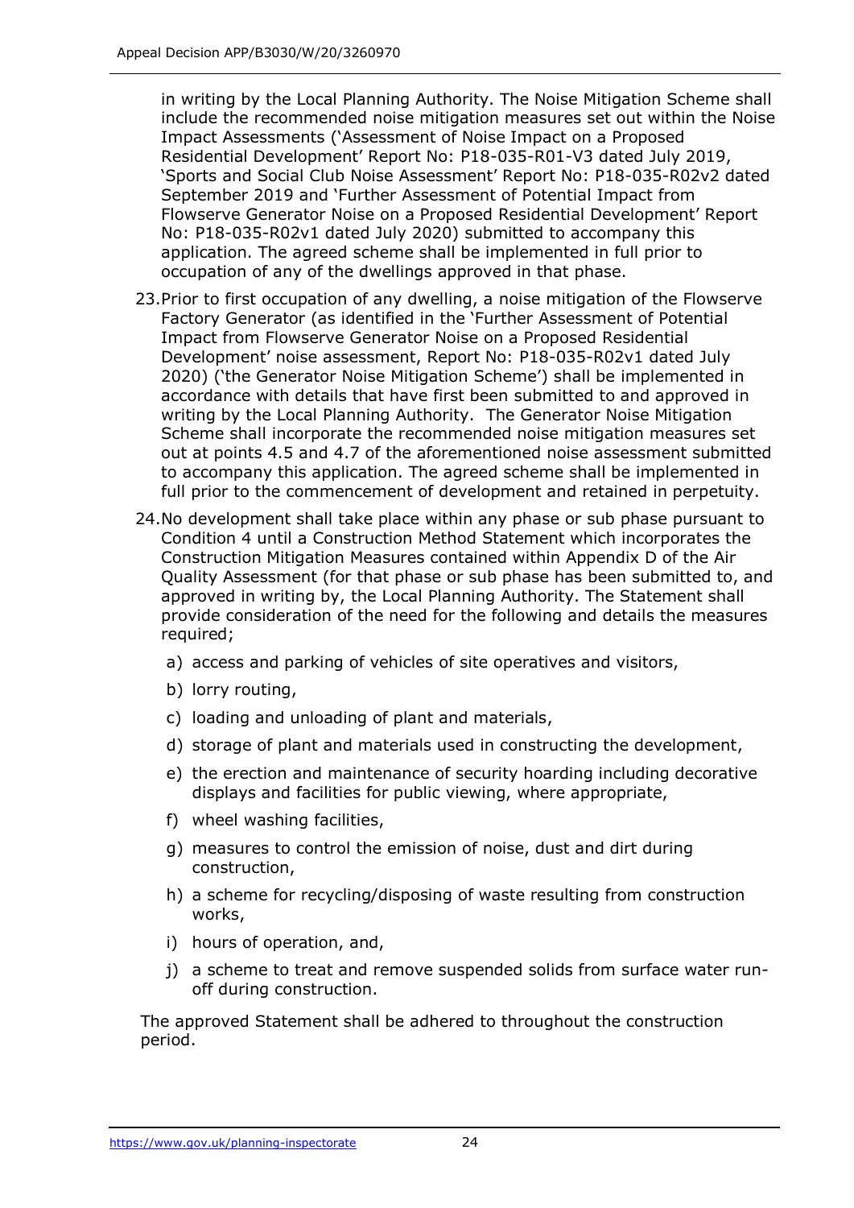in writing by the Local Planning Authority. The Noise Mitigation Scheme shall include the recommended noise mitigation measures set out within the Noise Impact Assessments ('Assessment of Noise Impact on a Proposed Residential Development' Report No: P18-035-R01-V3 dated July 2019, 'Sports and Social Club Noise Assessment' Report No: P18-035-R02v2 dated September 2019 and 'Further Assessment of Potential Impact from Flowserve Generator Noise on a Proposed Residential Development' Report No: P18-035-R02v1 dated July 2020) submitted to accompany this application. The agreed scheme shall be implemented in full prior to occupation of any of the dwellings approved in that phase.

23. Prior to first occupation of any dwelling, a noise mitigation of the Flowserve Factory Generator (as identified in the 'Further Assessment of Potential Impact from Flowserve Generator Noise on a Proposed Residential Development' noise assessment, Report No: P18-035-R02v1 dated July 2020) ('the Generator Noise Mitigation Scheme') shall be implemented in accordance with details that have first been submitted to and approved in writing by the Local Planning Authority. The Generator Noise Mitigation Scheme shall incorporate the recommended noise mitigation measures set out at points 4.5 and 4.7 of the aforementioned noise assessment submitted to accompany this application. The agreed scheme shall be implemented in full prior to the commencement of development and retained in perpetuity.

24. No development shall take place within any phase or sub phase pursuant to Condition 4 until a Construction Method Statement which incorporates the Construction Mitigation Measures contained within Appendix D of the Air Quality Assessment (for that phase or sub phase has been submitted to, and approved in writing by, the Local Planning Authority. The Statement shall provide consideration of the need for the following and details the measures required;

    a) access and parking of vehicles of site operatives and visitors,
    b) lorry routing,
    c) loading and unloading of plant and materials,
    d) storage of plant and materials used in constructing the development,
    e) the erection and maintenance of security hoarding including decorative displays and facilities for public viewing, where appropriate,
    f) wheel washing facilities,
    g) measures to control the emission of noise, dust and dirt during construction,
    h) a scheme for recycling/disposing of waste resulting from construction works,
    i) hours of operation, and,
    j) a scheme to treat and remove suspended solids from surface water run-off during construction.

    The approved Statement shall be adhered to throughout the construction period.